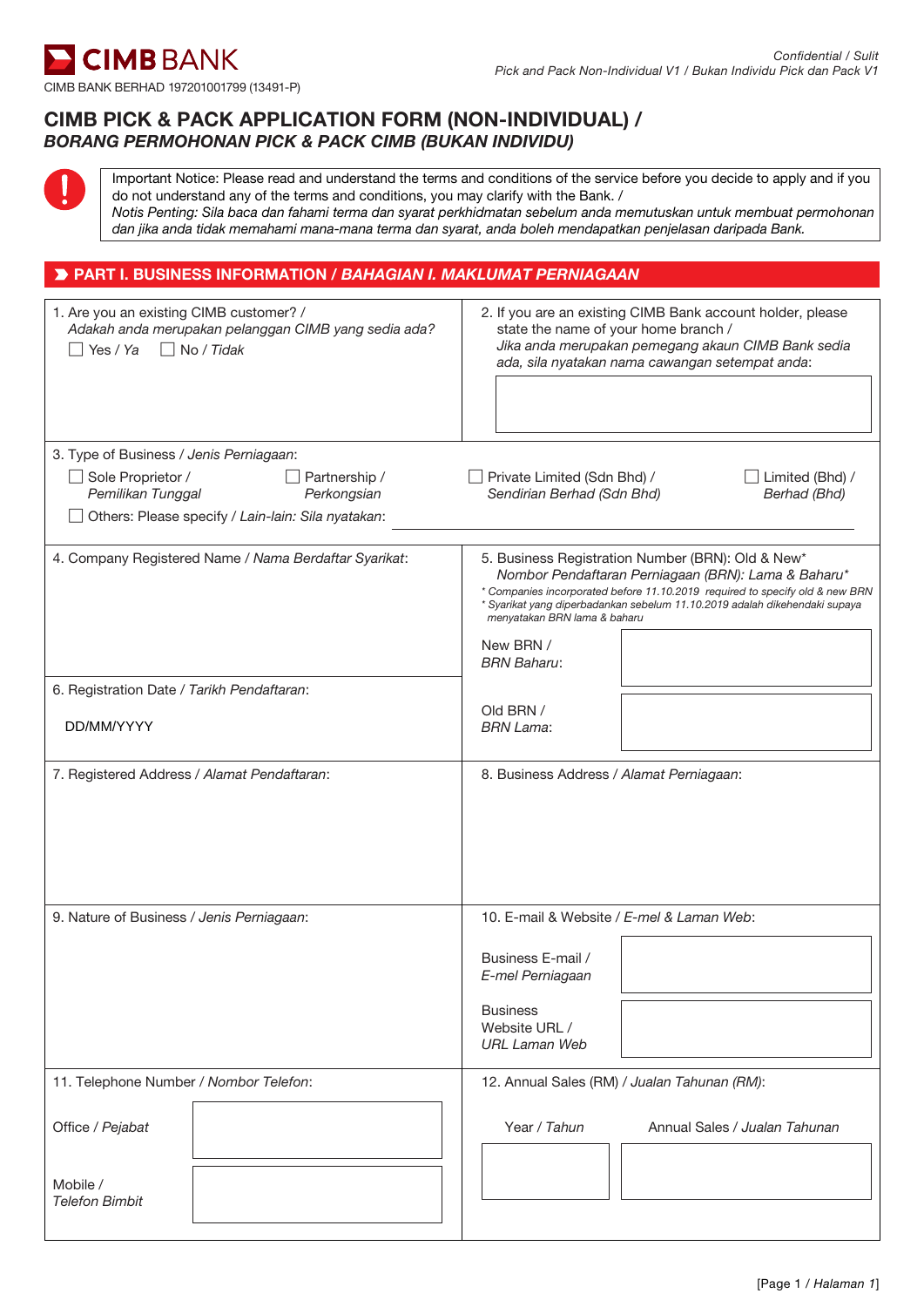CIMB BANK

CIMB BANK BERHAD 197201001799 (13491-P)

# CIMB PICK & PACK APPLICATION FORM (NON-INDIVIDUAL) / *BORANG PERMOHONAN PICK & PACK CIMB (BUKAN INDIVIDU)*

Important Notice: Please read and understand the terms and conditions of the service before you decide to apply and if you do not understand any of the terms and conditions, you may clarify with the Bank. /
*Notis Penting: Sila baca dan fahami terma dan syarat perkhidmatan sebelum anda memutuskan untuk membuat permohonan dan jika anda tidak memahami mana-mana terma dan syarat, anda boleh mendapatkan penjelasan daripada Bank.*

## PART I. BUSINESS INFORMATION / *BAHAGIAN I. MAKLUMAT PERNIAGAAN*

1. Are you an existing CIMB customer? / *Adakah anda merupakan pelanggan CIMB yang sedia ada?*
☐ Yes / *Ya* ☐ No / *Tidak*

2. If you are an existing CIMB Bank account holder, please state the name of your home branch / *Jika anda merupakan pemegang akaun CIMB Bank sedia ada, sila nyatakan nama cawangan setempat anda*:

3. Type of Business / *Jenis Perniagaan*:
☐ Sole Proprietor / *Pemilikan Tunggal* ☐ Partnership / *Perkongsian* ☐ Private Limited (Sdn Bhd) / *Sendirian Berhad (Sdn Bhd)* ☐ Limited (Bhd) / *Berhad (Bhd)*
☐ Others: Please specify / *Lain-lain: Sila nyatakan*: ______________________

4. Company Registered Name / *Nama Berdaftar Syarikat*:

5. Business Registration Number (BRN): Old & New* / *Nombor Pendaftaran Perniagaan (BRN): Lama & Baharu**
*\* Companies incorporated before 11.10.2019 required to specify old & new BRN*
*\* Syarikat yang diperbadankan sebelum 11.10.2019 adalah dikehendaki supaya menyatakan BRN lama & baharu*

New BRN / *BRN Baharu*:

Old BRN / *BRN Lama*:

6. Registration Date / *Tarikh Pendaftaran*:

DD/MM/YYYY

7. Registered Address / *Alamat Pendaftaran*:

8. Business Address / *Alamat Perniagaan*:

9. Nature of Business / *Jenis Perniagaan*:

10. E-mail & Website / *E-mel & Laman Web*:

Business E-mail / *E-mel Perniagaan*

Business Website URL / *URL Laman Web*

11. Telephone Number / *Nombor Telefon*:

Office / *Pejabat*

Mobile / *Telefon Bimbit*

12. Annual Sales (RM) / *Jualan Tahunan (RM)*:

| Year / *Tahun* | Annual Sales / *Jualan Tahunan* |
|---|---|
| | |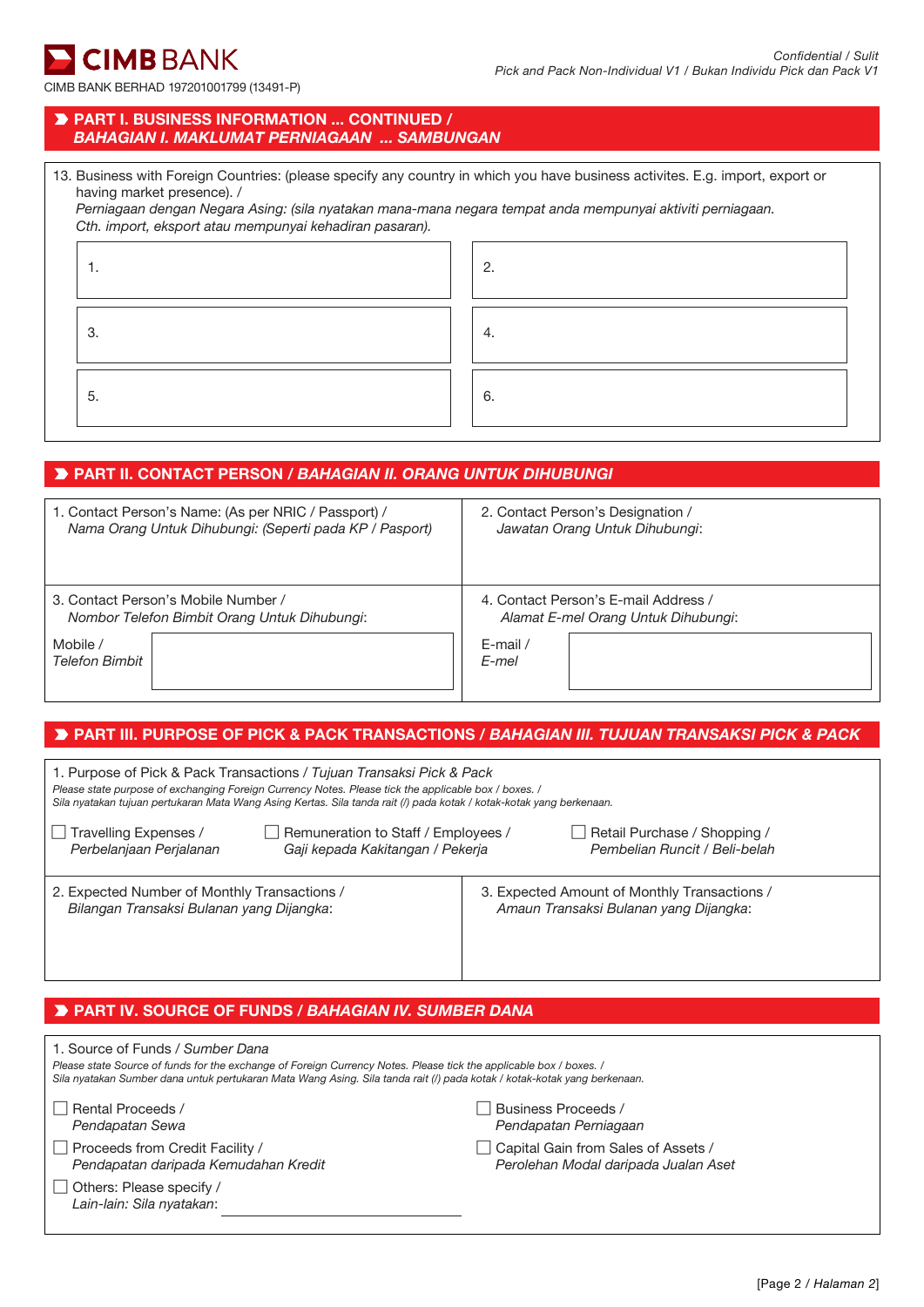## PART I. BUSINESS INFORMATION ... CONTINUED / *BAHAGIAN I. MAKLUMAT PERNIAGAAN ... SAMBUNGAN*

13. Business with Foreign Countries: (please specify any country in which you have business activites. E.g. import, export or having market presence). /
*Perniagaan dengan Negara Asing: (sila nyatakan mana-mana negara tempat anda mempunyai aktiviti perniagaan. Cth. import, eksport atau mempunyai kehadiran pasaran).*

| | |
|---|---|
| 1. | 2. |
| 3. | 4. |
| 5. | 6. |

## PART II. CONTACT PERSON / *BAHAGIAN II. ORANG UNTUK DIHUBUNGI*

| | |
|---|---|
| 1. Contact Person's Name: (As per NRIC / Passport) / *Nama Orang Untuk Dihubungi: (Seperti pada KP / Pasport)* | 2. Contact Person's Designation / *Jawatan Orang Untuk Dihubungi*: |
| 3. Contact Person's Mobile Number / *Nombor Telefon Bimbit Orang Untuk Dihubungi*: Mobile / *Telefon Bimbit* | 4. Contact Person's E-mail Address / *Alamat E-mel Orang Untuk Dihubungi*: E-mail / *E-mel* |

## PART III. PURPOSE OF PICK & PACK TRANSACTIONS / *BAHAGIAN III. TUJUAN TRANSAKSI PICK & PACK*

1. Purpose of Pick & Pack Transactions / *Tujuan Transaksi Pick & Pack*
*Please state purpose of exchanging Foreign Currency Notes. Please tick the applicable box / boxes. /*
*Sila nyatakan tujuan pertukaran Mata Wang Asing Kertas. Sila tanda rait (/) pada kotak / kotak-kotak yang berkenaan.*

- ☐ Travelling Expenses / *Perbelanjaan Perjalanan*
- ☐ Remuneration to Staff / Employees / *Gaji kepada Kakitangan / Pekerja*
- ☐ Retail Purchase / Shopping / *Pembelian Runcit / Beli-belah*

| | |
|---|---|
| 2. Expected Number of Monthly Transactions / *Bilangan Transaksi Bulanan yang Dijangka*: | 3. Expected Amount of Monthly Transactions / *Amaun Transaksi Bulanan yang Dijangka*: |

## PART IV. SOURCE OF FUNDS / *BAHAGIAN IV. SUMBER DANA*

1. Source of Funds / *Sumber Dana*
*Please state Source of funds for the exchange of Foreign Currency Notes. Please tick the applicable box / boxes. /*
*Sila nyatakan Sumber dana untuk pertukaran Mata Wang Asing. Sila tanda rait (/) pada kotak / kotak-kotak yang berkenaan.*

- ☐ Rental Proceeds / *Pendapatan Sewa*
- ☐ Business Proceeds / *Pendapatan Perniagaan*
- ☐ Proceeds from Credit Facility / *Pendapatan daripada Kemudahan Kredit*
- ☐ Capital Gain from Sales of Assets / *Perolehan Modal daripada Jualan Aset*
- ☐ Others: Please specify / *Lain-lain: Sila nyatakan*: ____________________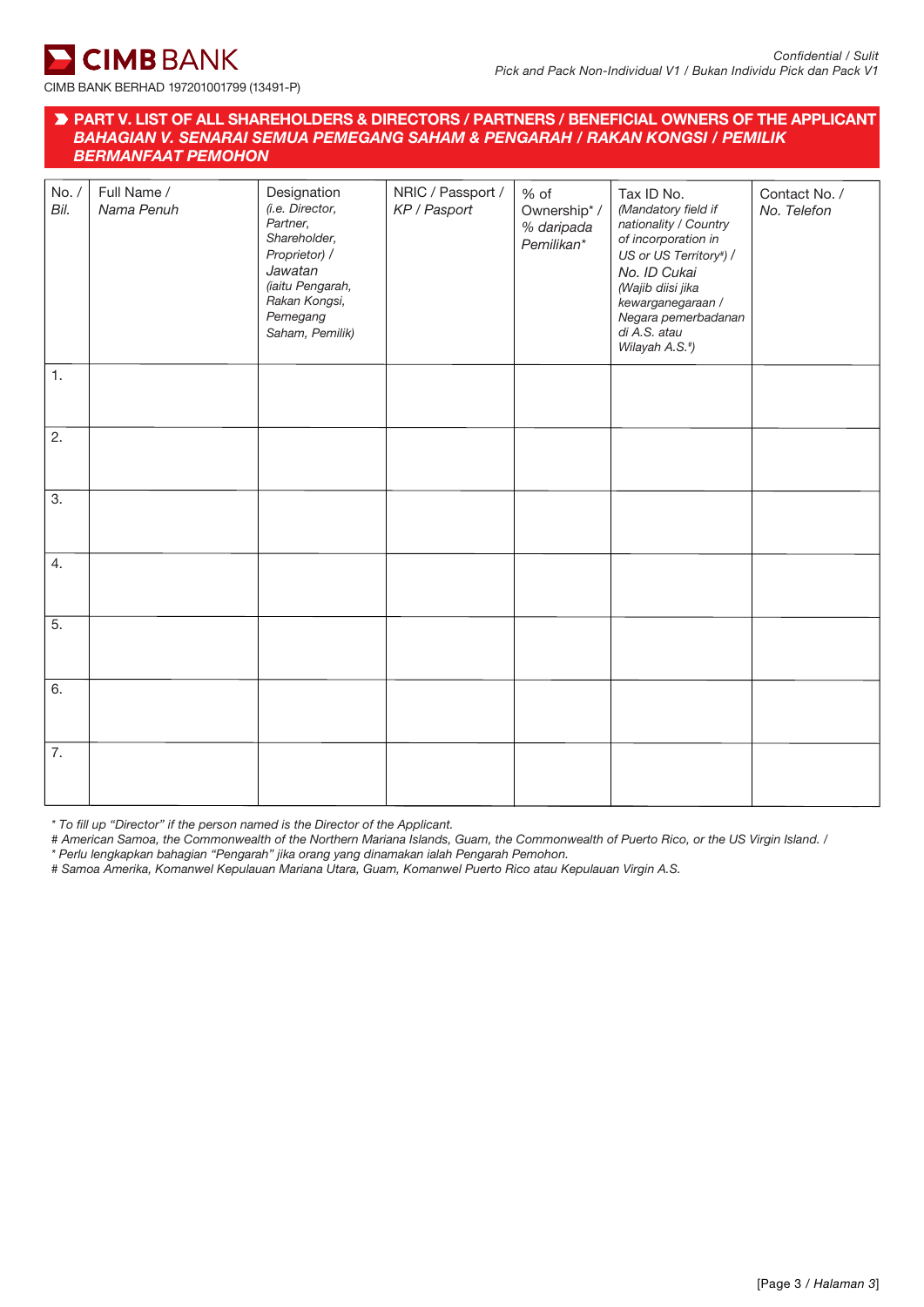## PART V. LIST OF ALL SHAREHOLDERS & DIRECTORS / PARTNERS / BENEFICIAL OWNERS OF THE APPLICANT

### *BAHAGIAN V. SENARAI SEMUA PEMEGANG SAHAM & PENGARAH / RAKAN KONGSI / PEMILIK BERMANFAAT PEMOHON*

| No. / *Bil.* | Full Name / *Nama Penuh* | Designation (*i.e. Director, Partner, Shareholder, Proprietor*) / *Jawatan (iaitu Pengarah, Rakan Kongsi, Pemegang Saham, Pemilik)* | NRIC / Passport / *KP / Pasport* | % of Ownership* / *% daripada Pemilikan** | Tax ID No. (*Mandatory field if nationality / Country of incorporation in US or US Territory#*) / *No. ID Cukai (Wajib diisi jika kewarganegaraan / Negara pemerbadanan di A.S. atau Wilayah A.S.#)* | Contact No. / *No. Telefon* |
|---|---|---|---|---|---|---|
| 1. | | | | | | |
| 2. | | | | | | |
| 3. | | | | | | |
| 4. | | | | | | |
| 5. | | | | | | |
| 6. | | | | | | |
| 7. | | | | | | |

*\* To fill up “Director” if the person named is the Director of the Applicant.*
*# American Samoa, the Commonwealth of the Northern Mariana Islands, Guam, the Commonwealth of Puerto Rico, or the US Virgin Island. /*
*\* Perlu lengkapkan bahagian “Pengarah” jika orang yang dinamakan ialah Pengarah Pemohon.*
*# Samoa Amerika, Komanwel Kepulauan Mariana Utara, Guam, Komanwel Puerto Rico atau Kepulauan Virgin A.S.*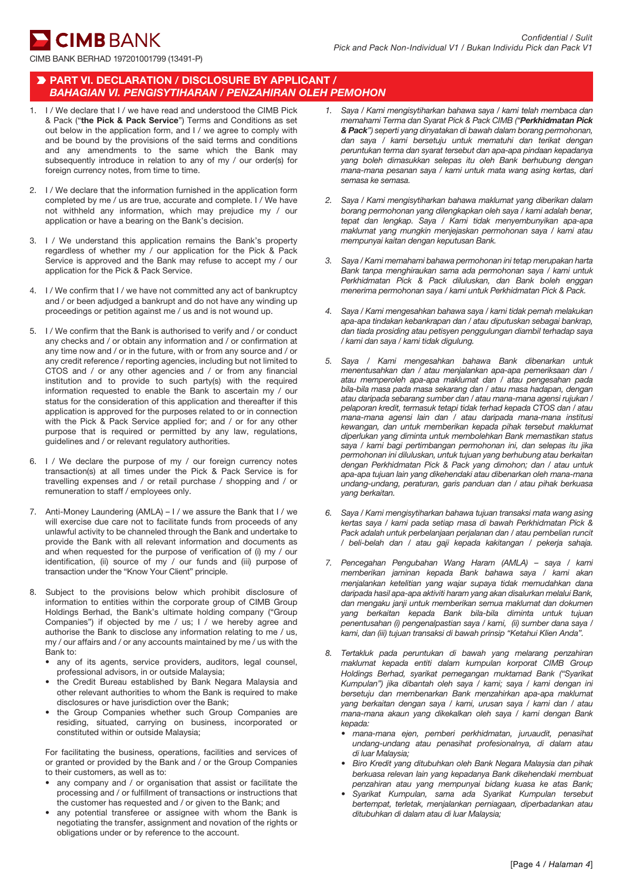## PART VI. DECLARATION / DISCLOSURE BY APPLICANT / *BAHAGIAN VI. PENGISYTIHARAN / PENZAHIRAN OLEH PEMOHON*

1. I / We declare that I / we have read and understood the CIMB Pick & Pack ("**the Pick & Pack Service**") Terms and Conditions as set out below in the application form, and I / we agree to comply with and be bound by the provisions of the said terms and conditions and any amendments to the same which the Bank may subsequently introduce in relation to any of my / our order(s) for foreign currency notes, from time to time.

2. I / We declare that the information furnished in the application form completed by me / us are true, accurate and complete. I / We have not withheld any information, which may prejudice my / our application or have a bearing on the Bank's decision.

3. I / We understand this application remains the Bank's property regardless of whether my / our application for the Pick & Pack Service is approved and the Bank may refuse to accept my / our application for the Pick & Pack Service.

4. I / We confirm that I / we have not committed any act of bankruptcy and / or been adjudged a bankrupt and do not have any winding up proceedings or petition against me / us and is not wound up.

5. I / We confirm that the Bank is authorised to verify and / or conduct any checks and / or obtain any information and / or confirmation at any time now and / or in the future, with or from any source and / or any credit reference / reporting agencies, including but not limited to CTOS and / or any other agencies and / or from any financial institution and to provide to such party(s) with the required information requested to enable the Bank to ascertain my / our status for the consideration of this application and thereafter if this application is approved for the purposes related to or in connection with the Pick & Pack Service applied for; and / or for any other purpose that is required or permitted by any law, regulations, guidelines and / or relevant regulatory authorities.

6. I / We declare the purpose of my / our foreign currency notes transaction(s) at all times under the Pick & Pack Service is for travelling expenses and / or retail purchase / shopping and / or remuneration to staff / employees only.

7. Anti-Money Laundering (AMLA) – I / we assure the Bank that I / we will exercise due care not to facilitate funds from proceeds of any unlawful activity to be channeled through the Bank and undertake to provide the Bank with all relevant information and documents as and when requested for the purpose of verification of (i) my / our identification, (ii) source of my / our funds and (iii) purpose of transaction under the "Know Your Client" principle.

8. Subject to the provisions below which prohibit disclosure of information to entities within the corporate group of CIMB Group Holdings Berhad, the Bank's ultimate holding company ("Group Companies") if objected by me / us; I / we hereby agree and authorise the Bank to disclose any information relating to me / us, my / our affairs and / or any accounts maintained by me / us with the Bank to:
   - any of its agents, service providers, auditors, legal counsel, professional advisors, in or outside Malaysia;
   - the Credit Bureau established by Bank Negara Malaysia and other relevant authorities to whom the Bank is required to make disclosures or have jurisdiction over the Bank;
   - the Group Companies whether such Group Companies are residing, situated, carrying on business, incorporated or constituted within or outside Malaysia;

   For facilitating the business, operations, facilities and services of or granted or provided by the Bank and / or the Group Companies to their customers, as well as to:
   - any company and / or organisation that assist or facilitate the processing and / or fulfillment of transactions or instructions that the customer has requested and / or given to the Bank; and
   - any potential transferee or assignee with whom the Bank is negotiating the transfer, assignment and novation of the rights or obligations under or by reference to the account.

*1. Saya / Kami mengisytiharkan bahawa saya / kami telah membaca dan memahami Terma dan Syarat Pick & Pack CIMB ("**Perkhidmatan Pick & Pack**") seperti yang dinyatakan di bawah dalam borang permohonan, dan saya / kami bersetuju untuk mematuhi dan terikat dengan peruntukan terma dan syarat tersebut dan apa-apa pindaan kepadanya yang boleh dimasukkan selepas itu oleh Bank berhubung dengan mana-mana pesanan saya / kami untuk mata wang asing kertas, dari semasa ke semasa.*

*2. Saya / Kami mengisytiharkan bahawa maklumat yang diberikan dalam borang permohonan yang dilengkapkan oleh saya / kami adalah benar, tepat dan lengkap. Saya / Kami tidak menyembunyikan apa-apa maklumat yang mungkin menjejaskan permohonan saya / kami atau mempunyai kaitan dengan keputusan Bank.*

*3. Saya / Kami memahami bahawa permohonan ini tetap merupakan harta Bank tanpa menghiraukan sama ada permohonan saya / kami untuk Perkhidmatan Pick & Pack diluluskan, dan Bank boleh enggan menerima permohonan saya / kami untuk Perkhidmatan Pick & Pack.*

*4. Saya / Kami mengesahkan bahawa saya / kami tidak pernah melakukan apa-apa tindakan kebankrapan dan / atau diputuskan sebagai bankrap, dan tiada prosiding atau petisyen penggulungan diambil terhadap saya / kami dan saya / kami tidak digulung.*

*5. Saya / Kami mengesahkan bahawa Bank dibenarkan untuk menentusahkan dan / atau menjalankan apa-apa pemeriksaan dan / atau memperoleh apa-apa maklumat dan / atau pengesahan pada bila-bila masa pada masa sekarang dan / atau masa hadapan, dengan atau daripada sebarang sumber dan / atau mana-mana agensi rujukan / pelaporan kredit, termasuk tetapi tidak terhad kepada CTOS dan / atau mana-mana agensi lain dan / atau daripada mana-mana institusi kewangan, dan untuk memberikan kepada pihak tersebut maklumat diperlukan yang diminta untuk membolehkan Bank memastikan status saya / kami bagi pertimbangan permohonan ini, dan selepas itu jika permohonan ini diluluskan, untuk tujuan yang berhubung atau berkaitan dengan Perkhidmatan Pick & Pack yang dimohon; dan / atau untuk apa-apa tujuan lain yang dikehendaki atau dibenarkan oleh mana-mana undang-undang, peraturan, garis panduan dan / atau pihak berkuasa yang berkaitan.*

*6. Saya / Kami mengisytiharkan bahawa tujuan transaksi mata wang asing kertas saya / kami pada setiap masa di bawah Perkhidmatan Pick & Pack adalah untuk perbelanjaan perjalanan dan / atau pembelian runcit / beli-belah dan / atau gaji kepada kakitangan / pekerja sahaja.*

*7. Pencegahan Pengubahan Wang Haram (AMLA) – saya / kami memberikan jaminan kepada Bank bahawa saya / kami akan menjalankan ketelitian yang wajar supaya tidak memudahkan dana daripada hasil apa-apa aktiviti haram yang akan disalurkan melalui Bank, dan mengaku janji untuk memberikan semua maklumat dan dokumen yang berkaitan kepada Bank bila-bila diminta untuk tujuan penentusahan (i) pengenalpastian saya / kami, (ii) sumber dana saya / kami, dan (iii) tujuan transaksi di bawah prinsip "Ketahui Klien Anda".*

*8. Tertakluk pada peruntukan di bawah yang melarang penzahiran maklumat kepada entiti dalam kumpulan korporat CIMB Group Holdings Berhad, syarikat pemegangan muktamad Bank ("Syarikat Kumpulan") jika dibantah oleh saya / kami; saya / kami dengan ini bersetuju dan membenarkan Bank menzahirkan apa-apa maklumat yang berkaitan dengan saya / kami, urusan saya / kami dan / atau mana-mana akaun yang dikekalkan oleh saya / kami dengan Bank kepada:*
   - *mana-mana ejen, pemberi perkhidmatan, juruaudit, penasihat undang-undang atau penasihat profesionalnya, di dalam atau di luar Malaysia;*
   - *Biro Kredit yang ditubuhkan oleh Bank Negara Malaysia dan pihak berkuasa relevan lain yang kepadanya Bank dikehendaki membuat penzahiran atau yang mempunyai bidang kuasa ke atas Bank;*
   - *Syarikat Kumpulan, sama ada Syarikat Kumpulan tersebut bertempat, terletak, menjalankan perniagaan, diperbadankan atau ditubuhkan di dalam atau di luar Malaysia;*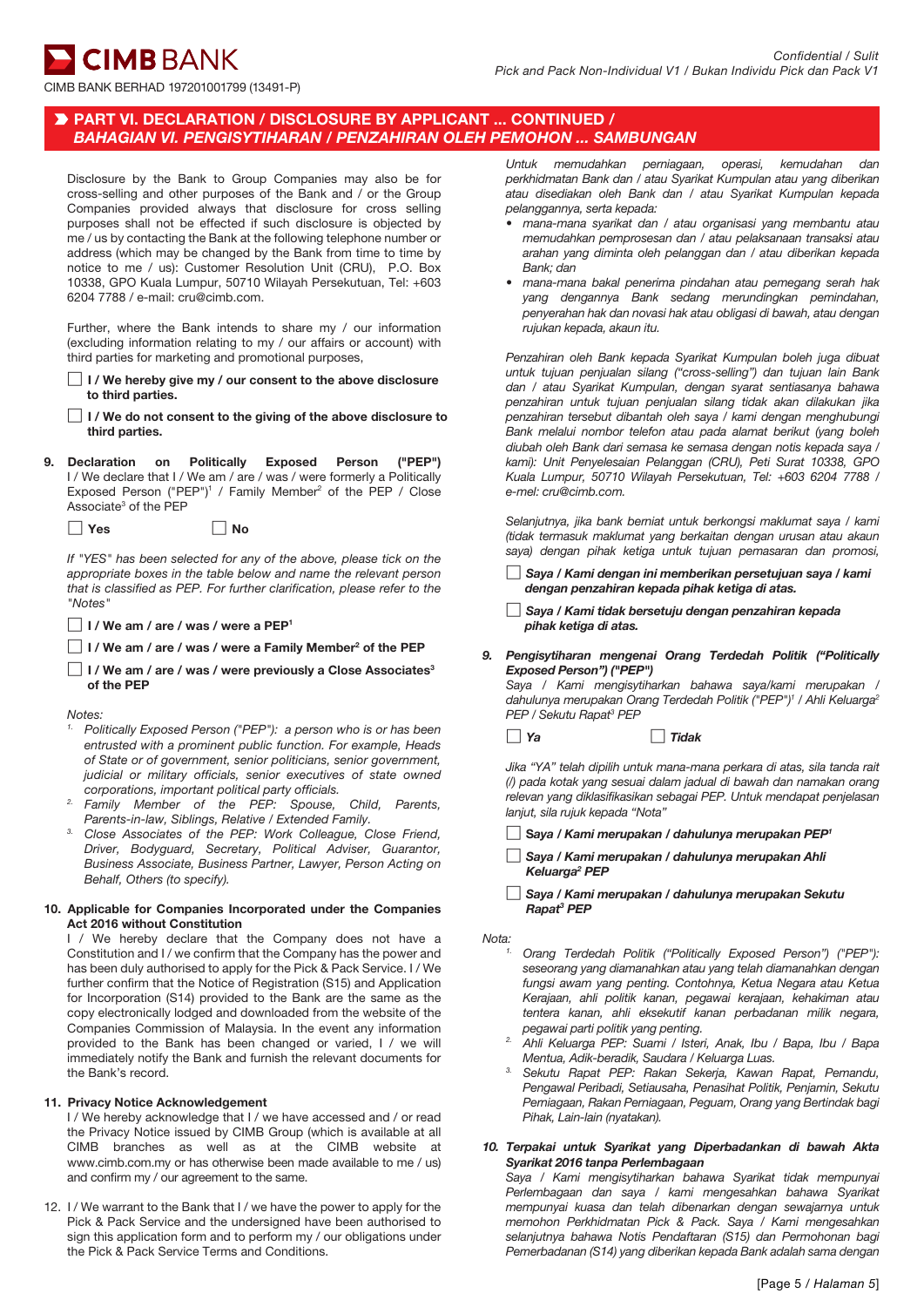## PART VI. DECLARATION / DISCLOSURE BY APPLICANT ... CONTINUED / *BAHAGIAN VI. PENGISYTIHARAN / PENZAHIRAN OLEH PEMOHON ... SAMBUNGAN*

Disclosure by the Bank to Group Companies may also be for cross-selling and other purposes of the Bank and / or the Group Companies provided always that disclosure for cross selling purposes shall not be effected if such disclosure is objected by me / us by contacting the Bank at the following telephone number or address (which may be changed by the Bank from time to time by notice to me / us): Customer Resolution Unit (CRU), P.O. Box 10338, GPO Kuala Lumpur, 50710 Wilayah Persekutuan, Tel: +603 6204 7788 / e-mail: cru@cimb.com.

Further, where the Bank intends to share my / our information (excluding information relating to my / our affairs or account) with third parties for marketing and promotional purposes,

☐ **I / We hereby give my / our consent to the above disclosure to third parties.**

☐ **I / We do not consent to the giving of the above disclosure to third parties.**

**9. Declaration on Politically Exposed Person ("PEP")**
I / We declare that I / We am / are / was / were formerly a Politically Exposed Person ("PEP")[1] / Family Member[2] of the PEP / Close Associate[3] of the PEP

☐ **Yes** ☐ **No**

*If "YES" has been selected for any of the above, please tick on the appropriate boxes in the table below and name the relevant person that is classified as PEP. For further clarification, please refer to the "Notes"*

☐ **I / We am / are / was / were a PEP[1]**

☐ **I / We am / are / was / were a Family Member[2] of the PEP**

☐ **I / We am / are / was / were previously a Close Associates[3] of the PEP**

*Notes:*

1. *Politically Exposed Person ("PEP"): a person who is or has been entrusted with a prominent public function. For example, Heads of State or of government, senior politicians, senior government, judicial or military officials, senior executives of state owned corporations, important political party officials.*
2. *Family Member of the PEP: Spouse, Child, Parents, Parents-in-law, Siblings, Relative / Extended Family.*
3. *Close Associates of the PEP: Work Colleague, Close Friend, Driver, Bodyguard, Secretary, Political Adviser, Guarantor, Business Associate, Business Partner, Lawyer, Person Acting on Behalf, Others (to specify).*

**10. Applicable for Companies Incorporated under the Companies Act 2016 without Constitution**
I / We hereby declare that the Company does not have a Constitution and I / we confirm that the Company has the power and has been duly authorised to apply for the Pick & Pack Service. I / We further confirm that the Notice of Registration (S15) and Application for Incorporation (S14) provided to the Bank are the same as the copy electronically lodged and downloaded from the website of the Companies Commission of Malaysia. In the event any information provided to the Bank has been changed or varied, I / we will immediately notify the Bank and furnish the relevant documents for the Bank's record.

**11. Privacy Notice Acknowledgement**
I / We hereby acknowledge that I / we have accessed and / or read the Privacy Notice issued by CIMB Group (which is available at all CIMB branches as well as at the CIMB website at www.cimb.com.my or has otherwise been made available to me / us) and confirm my / our agreement to the same.

12. I / We warrant to the Bank that I / we have the power to apply for the Pick & Pack Service and the undersigned have been authorised to sign this application form and to perform my / our obligations under the Pick & Pack Service Terms and Conditions.

*Untuk memudahkan perniagaan, operasi, kemudahan dan perkhidmatan Bank dan / atau Syarikat Kumpulan atau yang diberikan atau disediakan oleh Bank dan / atau Syarikat Kumpulan kepada pelanggannya, serta kepada:*

- *mana-mana syarikat dan / atau organisasi yang membantu atau memudahkan pemprosesan dan / atau pelaksanaan transaksi atau arahan yang diminta oleh pelanggan dan / atau diberikan kepada Bank; dan*
- *mana-mana bakal penerima pindahan atau pemegang serah hak yang dengannya Bank sedang merundingkan pemindahan, penyerahan hak dan novasi hak atau obligasi di bawah, atau dengan rujukan kepada, akaun itu.*

*Penzahiran oleh Bank kepada Syarikat Kumpulan boleh juga dibuat untuk tujuan penjualan silang ("cross-selling") dan tujuan lain Bank dan / atau Syarikat Kumpulan, dengan syarat sentiasanya bahawa penzahiran untuk tujuan penjualan silang tidak akan dilakukan jika penzahiran tersebut dibantah oleh saya / kami dengan menghubungi Bank melalui nombor telefon atau pada alamat berikut (yang boleh diubah oleh Bank dari semasa ke semasa dengan notis kepada saya / kami): Unit Penyelesaian Pelanggan (CRU), Peti Surat 10338, GPO Kuala Lumpur, 50710 Wilayah Persekutuan, Tel: +603 6204 7788 / e-mel: cru@cimb.com.*

*Selanjutnya, jika bank berniat untuk berkongsi maklumat saya / kami (tidak termasuk maklumat yang berkaitan dengan urusan atau akaun saya) dengan pihak ketiga untuk tujuan pemasaran dan promosi,*

☐ ***Saya / Kami dengan ini memberikan persetujuan saya / kami dengan penzahiran kepada pihak ketiga di atas.***

☐ ***Saya / Kami tidak bersetuju dengan penzahiran kepada pihak ketiga di atas.***

***9. Pengisytiharan mengenai Orang Terdedah Politik ("Politically Exposed Person") ("PEP")***
*Saya / Kami mengisytiharkan bahawa saya/kami merupakan / dahulunya merupakan Orang Terdedah Politik ("PEP")[1] / Ahli Keluarga[2] PEP / Sekutu Rapat[3] PEP*

☐ ***Ya*** ☐ ***Tidak***

*Jika "YA" telah dipilih untuk mana-mana perkara di atas, sila tanda rait (/) pada kotak yang sesuai dalam jadual di bawah dan namakan orang relevan yang diklasifikasikan sebagai PEP. Untuk mendapat penjelasan lanjut, sila rujuk kepada "Nota"*

☐ ***Saya / Kami merupakan / dahulunya merupakan PEP[1]***

☐ ***Saya / Kami merupakan / dahulunya merupakan Ahli Keluarga[2] PEP***

☐ ***Saya / Kami merupakan / dahulunya merupakan Sekutu Rapat[3] PEP***

*Nota:*

1. *Orang Terdedah Politik ("Politically Exposed Person") ("PEP"): seseorang yang diamanahkan atau yang telah diamanahkan dengan fungsi awam yang penting. Contohnya, Ketua Negara atau Ketua Kerajaan, ahli politik kanan, pegawai kerajaan, kehakiman atau tentera kanan, ahli eksekutif kanan perbadanan milik negara, pegawai parti politik yang penting.*
2. *Ahli Keluarga PEP: Suami / Isteri, Anak, Ibu / Bapa, Ibu / Bapa Mentua, Adik-beradik, Saudara / Keluarga Luas.*
3. *Sekutu Rapat PEP: Rakan Sekerja, Kawan Rapat, Pemandu, Pengawal Peribadi, Setiausaha, Penasihat Politik, Penjamin, Sekutu Perniagaan, Rakan Perniagaan, Peguam, Orang yang Bertindak bagi Pihak, Lain-lain (nyatakan).*

***10. Terpakai untuk Syarikat yang Diperbadankan di bawah Akta Syarikat 2016 tanpa Perlembagaan***
*Saya / Kami mengisytiharkan bahawa Syarikat tidak mempunyai Perlembagaan dan saya / kami mengesahkan bahawa Syarikat mempunyai kuasa dan telah dibenarkan dengan sewajarnya untuk memohon Perkhidmatan Pick & Pack. Saya / Kami mengesahkan selanjutnya bahawa Notis Pendaftaran (S15) dan Permohonan bagi Pemerbadanan (S14) yang diberikan kepada Bank adalah sama dengan*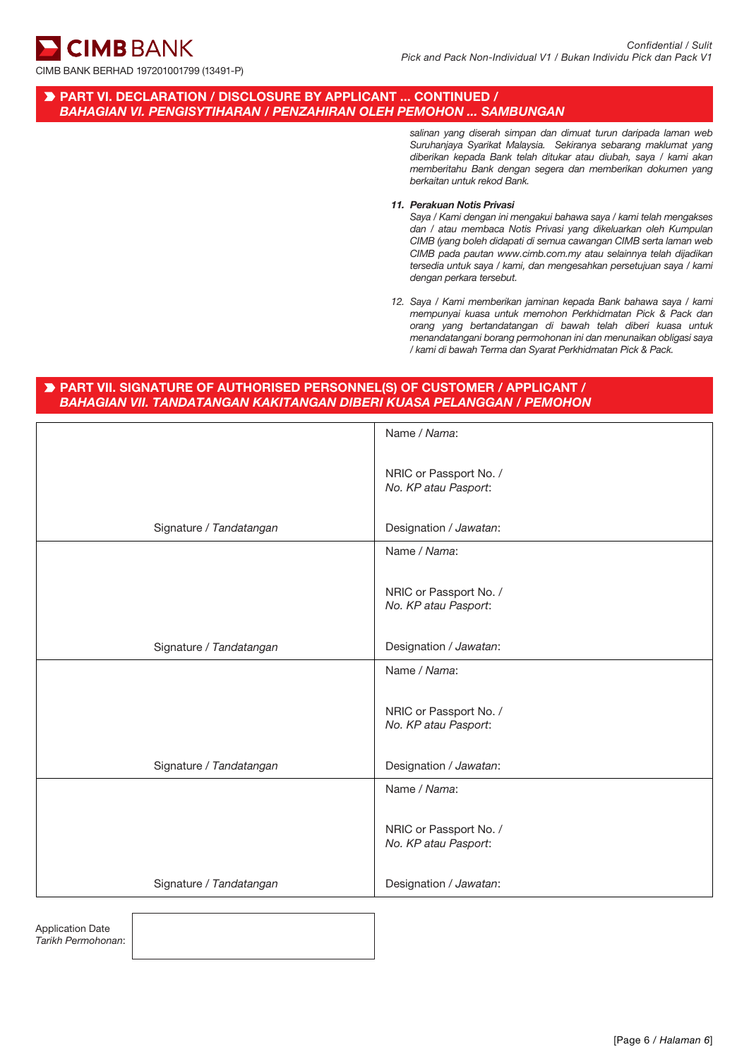## PART VI. DECLARATION / DISCLOSURE BY APPLICANT ... CONTINUED / *BAHAGIAN VI. PENGISYTIHARAN / PENZAHIRAN OLEH PEMOHON ... SAMBUNGAN*

*salinan yang diserah simpan dan dimuat turun daripada laman web Suruhanjaya Syarikat Malaysia. Sekiranya sebarang maklumat yang diberikan kepada Bank telah ditukar atau diubah, saya / kami akan memberitahu Bank dengan segera dan memberikan dokumen yang berkaitan untuk rekod Bank.*

***11. Perakuan Notis Privasi***

*Saya / Kami dengan ini mengakui bahawa saya / kami telah mengakses dan / atau membaca Notis Privasi yang dikeluarkan oleh Kumpulan CIMB (yang boleh didapati di semua cawangan CIMB serta laman web CIMB pada pautan www.cimb.com.my atau selainnya telah dijadikan tersedia untuk saya / kami, dan mengesahkan persetujuan saya / kami dengan perkara tersebut.*

*12. Saya / Kami memberikan jaminan kepada Bank bahawa saya / kami mempunyai kuasa untuk memohon Perkhidmatan Pick & Pack dan orang yang bertandatangan di bawah telah diberi kuasa untuk menandatangani borang permohonan ini dan menunaikan obligasi saya / kami di bawah Terma dan Syarat Perkhidmatan Pick & Pack.*

## PART VII. SIGNATURE OF AUTHORISED PERSONNEL(S) OF CUSTOMER / APPLICANT / *BAHAGIAN VII. TANDATANGAN KAKITANGAN DIBERI KUASA PELANGGAN / PEMOHON*

| | |
|---|---|
| Signature / *Tandatangan* | Name / *Nama*:<br><br>NRIC or Passport No. / *No. KP atau Pasport*:<br><br>Designation / *Jawatan*: |
| Signature / *Tandatangan* | Name / *Nama*:<br><br>NRIC or Passport No. / *No. KP atau Pasport*:<br><br>Designation / *Jawatan*: |
| Signature / *Tandatangan* | Name / *Nama*:<br><br>NRIC or Passport No. / *No. KP atau Pasport*:<br><br>Designation / *Jawatan*: |
| Signature / *Tandatangan* | Name / *Nama*:<br><br>NRIC or Passport No. / *No. KP atau Pasport*:<br><br>Designation / *Jawatan*: |

Application Date / *Tarikh Permohonan*: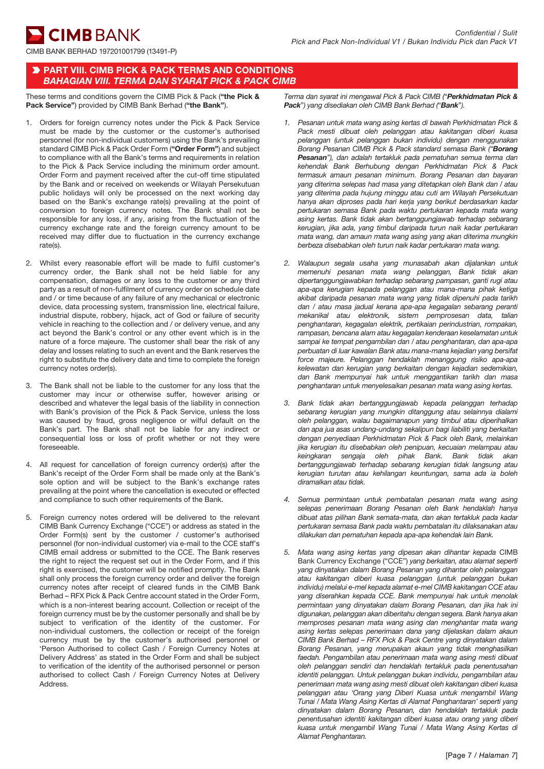## PART VIII. CIMB PICK & PACK TERMS AND CONDITIONS
## *BAHAGIAN VIII. TERMA DAN SYARAT PICK & PACK CIMB*

These terms and conditions govern the CIMB Pick & Pack (**"the Pick & Pack Service"**) provided by CIMB Bank Berhad (**"the Bank"**).

1. Orders for foreign currency notes under the Pick & Pack Service must be made by the customer or the customer's authorised personnel (for non-individual customers) using the Bank's prevailing standard CIMB Pick & Pack Order Form (**"Order Form"**) and subject to compliance with all the Bank's terms and requirements in relation to the Pick & Pack Service including the minimum order amount. Order Form and payment received after the cut-off time stipulated by the Bank and or received on weekends or Wilayah Persekutuan public holidays will only be processed on the next working day based on the Bank's exchange rate(s) prevailing at the point of conversion to foreign currency notes. The Bank shall not be responsible for any loss, if any, arising from the fluctuation of the currency exchange rate and the foreign currency amount to be received may differ due to fluctuation in the currency exchange rate(s).

2. Whilst every reasonable effort will be made to fulfil customer's currency order, the Bank shall not be held liable for any compensation, damages or any loss to the customer or any third party as a result of non-fulfilment of currency order on schedule date and / or time because of any failure of any mechanical or electronic device, data processing system, transmission line, electrical failure, industrial dispute, robbery, hijack, act of God or failure of security vehicle in reaching to the collection and / or delivery venue, and any act beyond the Bank's control or any other event which is in the nature of a force majeure. The customer shall bear the risk of any delay and losses relating to such an event and the Bank reserves the right to substitute the delivery date and time to complete the foreign currency notes order(s).

3. The Bank shall not be liable to the customer for any loss that the customer may incur or otherwise suffer, however arising or described and whatever the legal basis of the liability in connection with Bank's provision of the Pick & Pack Service, unless the loss was caused by fraud, gross negligence or wilful default on the Bank's part. The Bank shall not be liable for any indirect or consequential loss or loss of profit whether or not they were foreseeable.

4. All request for cancellation of foreign currency order(s) after the Bank's receipt of the Order Form shall be made only at the Bank's sole option and will be subject to the Bank's exchange rates prevailing at the point where the cancellation is executed or effected and compliance to such other requirements of the Bank.

5. Foreign currency notes ordered will be delivered to the relevant CIMB Bank Currency Exchange ("CCE") or address as stated in the Order Form(s) sent by the customer / customer's authorised personnel (for non-individual customer) via e-mail to the CCE staff's CIMB email address or submitted to the CCE. The Bank reserves the right to reject the request set out in the Order Form, and if this right is exercised, the customer will be notified promptly. The Bank shall only process the foreign currency order and deliver the foreign currency notes after receipt of cleared funds in the CIMB Bank Berhad – RFX Pick & Pack Centre account stated in the Order Form, which is a non-interest bearing account. Collection or receipt of the foreign currency must be by the customer personally and shall be by subject to verification of the identity of the customer. For non-individual customers, the collection or receipt of the foreign currency must be by the customer's authorised personnel or 'Person Authorised to collect Cash / Foreign Currency Notes at Delivery Address' as stated in the Order Form and shall be subject to verification of the identity of the authorised personnel or person authorised to collect Cash / Foreign Currency Notes at Delivery Address.

*Terma dan syarat ini mengawal Pick & Pack CIMB ("**Perkhidmatan Pick & Pack**") yang disediakan oleh CIMB Bank Berhad ("**Bank**").*

1. *Pesanan untuk mata wang asing kertas di bawah Perkhidmatan Pick & Pack mesti dibuat oleh pelanggan atau kakitangan diberi kuasa pelanggan (untuk pelanggan bukan individu) dengan menggunakan Borang Pesanan CIMB Pick & Pack standard semasa Bank ("**Borang Pesanan**"), dan adalah tertakluk pada pematuhan semua terma dan kehendak Bank Berhubung dengan Perkhidmatan Pick & Pack termasuk amaun pesanan minimum. Borang Pesanan dan bayaran yang diterima selepas had masa yang ditetapkan oleh Bank dan / atau yang diterima pada hujung minggu atau cuti am Wilayah Persekutuan hanya akan diproses pada hari kerja yang berikut berdasarkan kadar pertukaran semasa Bank pada waktu pertukaran kepada mata wang asing kertas. Bank tidak akan bertanggungjawab terhadap sebarang kerugian, jika ada, yang timbul daripada turun naik kadar pertukaran mata wang, dan amaun mata wang asing yang akan diterima mungkin berbeza disebabkan oleh turun naik kadar pertukaran mata wang.*

2. *Walaupun segala usaha yang munasabah akan dijalankan untuk memenuhi pesanan mata wang pelanggan, Bank tidak akan dipertanggungjawabkan terhadap sebarang pampasan, ganti rugi atau apa-apa kerugian kepada pelanggan atau mana-mana pihak ketiga akibat daripada pesanan mata wang yang tidak dipenuhi pada tarikh dan / atau masa jadual kerana apa-apa kegagalan sebarang peranti mekanikal atau elektronik, sistem pemprosesan data, talian penghantaran, kegagalan elektrik, pertikaian perindustrian, rompakan, rampasan, bencana alam atau kegagalan kenderaan keselamatan untuk sampai ke tempat pengambilan dan / atau penghantaran, dan apa-apa perbuatan di luar kawalan Bank atau mana-mana kejadian yang bersifat force majeure. Pelanggan hendaklah menanggung risiko apa-apa kelewatan dan kerugian yang berkaitan dengan kejadian sedemikian, dan Bank mempunyai hak untuk menggantikan tarikh dan masa penghantaran untuk menyelesaikan pesanan mata wang asing kertas.*

3. *Bank tidak akan bertanggungjawab kepada pelanggan terhadap sebarang kerugian yang mungkin ditanggung atau selainnya dialami oleh pelanggan, walau bagaimanapun yang timbul atau diperihalkan dan apa jua asas undang-undang sekalipun bagi liabiliti yang berkaitan dengan penyediaan Perkhidmatan Pick & Pack oleh Bank, melainkan jika kerugian itu disebabkan oleh penipuan, kecuaian melampau atau keingkaran sengaja oleh pihak Bank. Bank tidak akan bertanggungjawab terhadap sebarang kerugian tidak langsung atau kerugian turutan atau kehilangan keuntungan, sama ada ia boleh diramalkan atau tidak.*

4. *Semua permintaan untuk pembatalan pesanan mata wang asing selepas penerimaan Borang Pesanan oleh Bank hendaklah hanya dibuat atas pilihan Bank semata-mata, dan akan tertakluk pada kadar pertukaran semasa Bank pada waktu pembatalan itu dilaksanakan atau dilakukan dan pematuhan kepada apa-apa kehendak lain Bank.*

5. *Mata wang asing kertas yang dipesan akan dihantar kepada* CIMB Bank Currency Exchange ("CCE") *yang berkaitan, atau alamat seperti yang dinyatakan dalam Borang Pesanan yang dihantar oleh pelanggan atau kakitangan diberi kuasa pelanggan (untuk pelanggan bukan individu) melalui e-mel kepada alamat e-mel CIMB kakitangan CCE atau yang diserahkan kepada CCE. Bank mempunyai hak untuk menolak permintaan yang dinyatakan dalam Borang Pesanan, dan jika hak ini digunakan, pelanggan akan diberitahu dengan segera. Bank hanya akan memproses pesanan mata wang asing dan menghantar mata wang asing kertas selepas penerimaan dana yang dijelaskan dalam akaun CIMB Bank Berhad – RFX Pick & Pack Centre yang dinyatakan dalam Borang Pesanan, yang merupakan akaun yang tidak menghasilkan faedah. Pengambilan atau penerimaan mata wang asing mesti dibuat oleh pelanggan sendiri dan hendaklah tertakluk pada penentusahan identiti pelanggan. Untuk pelanggan bukan individu, pengambilan atau penerimaan mata wang asing mesti dibuat oleh kakitangan diberi kuasa pelanggan atau 'Orang yang Diberi Kuasa untuk Mengambil Wang Tunai / Mata Wang Asing Kertas di Alamat Penghantaran' seperti yang dinyatakan dalam Borang Pesanan, dan hendaklah tertakluk pada penentusahan identiti kakitangan diberi kuasa atau orang yang diberi kuasa untuk mengambil Wang Tunai / Mata Wang Asing Kertas di Alamat Penghantaran.*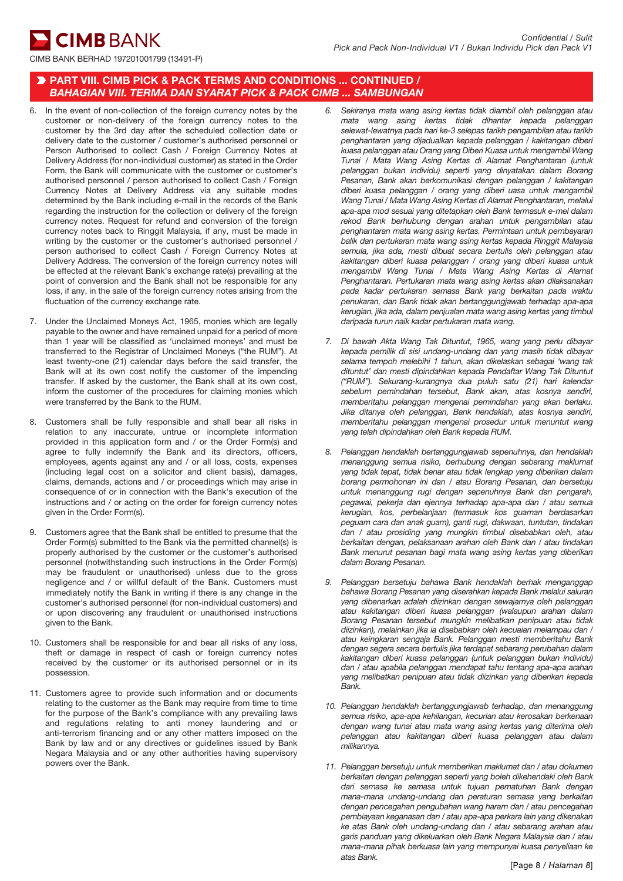## PART VIII. CIMB PICK & PACK TERMS AND CONDITIONS ... CONTINUED / *BAHAGIAN VIII. TERMA DAN SYARAT PICK & PACK CIMB ... SAMBUNGAN*

6. In the event of non-collection of the foreign currency notes by the customer or non-delivery of the foreign currency notes to the customer by the 3rd day after the scheduled collection date or delivery date to the customer / customer's authorised personnel or Person Authorised to collect Cash / Foreign Currency Notes at Delivery Address (for non-individual customer) as stated in the Order Form, the Bank will communicate with the customer or customer's authorised personnel / person authorised to collect Cash / Foreign Currency Notes at Delivery Address via any suitable modes determined by the Bank including e-mail in the records of the Bank regarding the instruction for the collection or delivery of the foreign currency notes. Request for refund and conversion of the foreign currency notes back to Ringgit Malaysia, if any, must be made in writing by the customer or the customer's authorised personnel / person authorised to collect Cash / Foreign Currency Notes at Delivery Address. The conversion of the foreign currency notes will be effected at the relevant Bank's exchange rate(s) prevailing at the point of conversion and the Bank shall not be responsible for any loss, if any, in the sale of the foreign currency notes arising from the fluctuation of the currency exchange rate.

7. Under the Unclaimed Moneys Act, 1965, monies which are legally payable to the owner and have remained unpaid for a period of more than 1 year will be classified as 'unclaimed moneys' and must be transferred to the Registrar of Unclaimed Moneys ("the RUM"). At least twenty-one (21) calendar days before the said transfer, the Bank will at its own cost notify the customer of the impending transfer. If asked by the customer, the Bank shall at its own cost, inform the customer of the procedures for claiming monies which were transferred by the Bank to the RUM.

8. Customers shall be fully responsible and shall bear all risks in relation to any inaccurate, untrue or incomplete information provided in this application form and / or the Order Form(s) and agree to fully indemnify the Bank and its directors, officers, employees, agents against any and / or all loss, costs, expenses (including legal cost on a solicitor and client basis), damages, claims, demands, actions and / or proceedings which may arise in consequence of or in connection with the Bank's execution of the instructions and / or acting on the order for foreign currency notes given in the Order Form(s).

9. Customers agree that the Bank shall be entitled to presume that the Order Form(s) submitted to the Bank via the permitted channel(s) is properly authorised by the customer or the customer's authorised personnel (notwithstanding such instructions in the Order Form(s) may be fraudulent or unauthorised) unless due to the gross negligence and / or willful default of the Bank. Customers must immediately notify the Bank in writing if there is any change in the customer's authorised personnel (for non-individual customers) and or upon discovering any fraudulent or unauthorised instructions given to the Bank.

10. Customers shall be responsible for and bear all risks of any loss, theft or damage in respect of cash or foreign currency notes received by the customer or its authorised personnel or in its possession.

11. Customers agree to provide such information and or documents relating to the customer as the Bank may require from time to time for the purpose of the Bank's compliance with any prevailing laws and regulations relating to anti money laundering and or anti-terrorism financing and or any other matters imposed on the Bank by law and or any directives or guidelines issued by Bank Negara Malaysia and or any other authorities having supervisory powers over the Bank.

*6. Sekiranya mata wang asing kertas tidak diambil oleh pelanggan atau mata wang asing kertas tidak dihantar kepada pelanggan selewat-lewatnya pada hari ke-3 selepas tarikh pengambilan atau tarikh penghantaran yang dijadualkan kepada pelanggan / kakitangan diberi kuasa pelanggan atau Orang yang Diberi Kuasa untuk mengambil Wang Tunai / Mata Wang Asing Kertas di Alamat Penghantaran (untuk pelanggan bukan individu) seperti yang dinyatakan dalam Borang Pesanan, Bank akan berkomunikasi dengan pelanggan / kakitangan diberi kuasa pelanggan / orang yang diberi uasa untuk mengambil Wang Tunai / Mata Wang Asing Kertas di Alamat Penghantaran, melalui apa-apa mod sesuai yang ditetapkan oleh Bank termasuk e-mel dalam rekod Bank berhubung dengan arahan untuk pengambilan atau penghantaran mata wang asing kertas. Permintaan untuk pembayaran balik dan pertukaran mata wang asing kertas kepada Ringgit Malaysia semula, jika ada, mesti dibuat secara bertulis oleh pelanggan atau kakitangan diberi kuasa pelanggan / orang yang diberi kuasa untuk mengambil Wang Tunai / Mata Wang Asing Kertas di Alamat Penghantaran. Pertukaran mata wang asing kertas akan dilaksanakan pada kadar pertukaran semasa Bank yang berkaitan pada waktu penukaran, dan Bank tidak akan bertanggungjawab terhadap apa-apa kerugian, jika ada, dalam penjualan mata wang asing kertas yang timbul daripada turun naik kadar pertukaran mata wang.*

*7. Di bawah Akta Wang Tak Dituntut, 1965, wang yang perlu dibayar kepada pemilik di sisi undang-undang dan yang masih tidak dibayar selama tempoh melebihi 1 tahun, akan dikelaskan sebagai 'wang tak dituntut' dan mesti dipindahkan kepada Pendaftar Wang Tak Dituntut ("RUM"). Sekurang-kurangnya dua puluh satu (21) hari kalendar sebelum pemindahan tersebut, Bank akan, atas kosnya sendiri, memberitahu pelanggan mengenai pemindahan yang akan berlaku. Jika ditanya oleh pelanggan, Bank hendaklah, atas kosnya sendiri, memberitahu pelanggan mengenai prosedur untuk menuntut wang yang telah dipindahkan oleh Bank kepada RUM.*

*8. Pelanggan hendaklah bertanggungjawab sepenuhnya, dan hendaklah menanggung semua risiko, berhubung dengan sebarang maklumat yang tidak tepat, tidak benar atau tidak lengkap yang diberikan dalam borang permohonan ini dan / atau Borang Pesanan, dan bersetuju untuk menanggung rugi dengan sepenuhnya Bank dan pengarah, pegawai, pekerja dan ejennya terhadap apa-apa dan / atau semua kerugian, kos, perbelanjaan (termasuk kos guaman berdasarkan peguam cara dan anak guam), ganti rugi, dakwaan, tuntutan, tindakan dan / atau prosiding yang mungkin timbul disebabkan oleh, atau berkaitan dengan, pelaksanaan arahan oleh Bank dan / atau tindakan Bank menurut pesanan bagi mata wang asing kertas yang diberikan dalam Borang Pesanan.*

*9. Pelanggan bersetuju bahawa Bank hendaklah berhak menganggap bahawa Borang Pesanan yang diserahkan kepada Bank melalui saluran yang dibenarkan adalah diizinkan dengan sewajarnya oleh pelanggan atau kakitangan diberi kuasa pelanggan (walaupun arahan dalam Borang Pesanan tersebut mungkin melibatkan penipuan atau tidak diizinkan), melainkan jika ia disebabkan oleh kecuaian melampau dan / atau keingkaran sengaja Bank. Pelanggan mesti memberitahu Bank dengan segera secara bertulis jika terdapat sebarang perubahan dalam kakitangan diberi kuasa pelanggan (untuk pelanggan bukan individu) dan / atau apabila pelanggan mendapat tahu tentang apa-apa arahan yang melibatkan penipuan atau tidak diizinkan yang diberikan kepada Bank.*

*10. Pelanggan hendaklah bertanggungjawab terhadap, dan menanggung semua risiko, apa-apa kehilangan, kecurian atau kerosakan berkenaan dengan wang tunai atau mata wang asing kertas yang diterima oleh pelanggan atau kakitangan diberi kuasa pelanggan atau dalam milikannya.*

*11. Pelanggan bersetuju untuk memberikan maklumat dan / atau dokumen berkaitan dengan pelanggan seperti yang boleh dikehendaki oleh Bank dari semasa ke semasa untuk tujuan pematuhan Bank dengan mana-mana undang-undang dan peraturan semasa yang berkaitan dengan pencegahan pengubahan wang haram dan / atau pencegahan pembiayaan keganasan dan / atau apa-apa perkara lain yang dikenakan ke atas Bank oleh undang-undang dan / atau sebarang arahan atau garis panduan yang dikeluarkan oleh Bank Negara Malaysia dan / atau mana-mana pihak berkuasa lain yang mempunyai kuasa penyeliaan ke atas Bank.*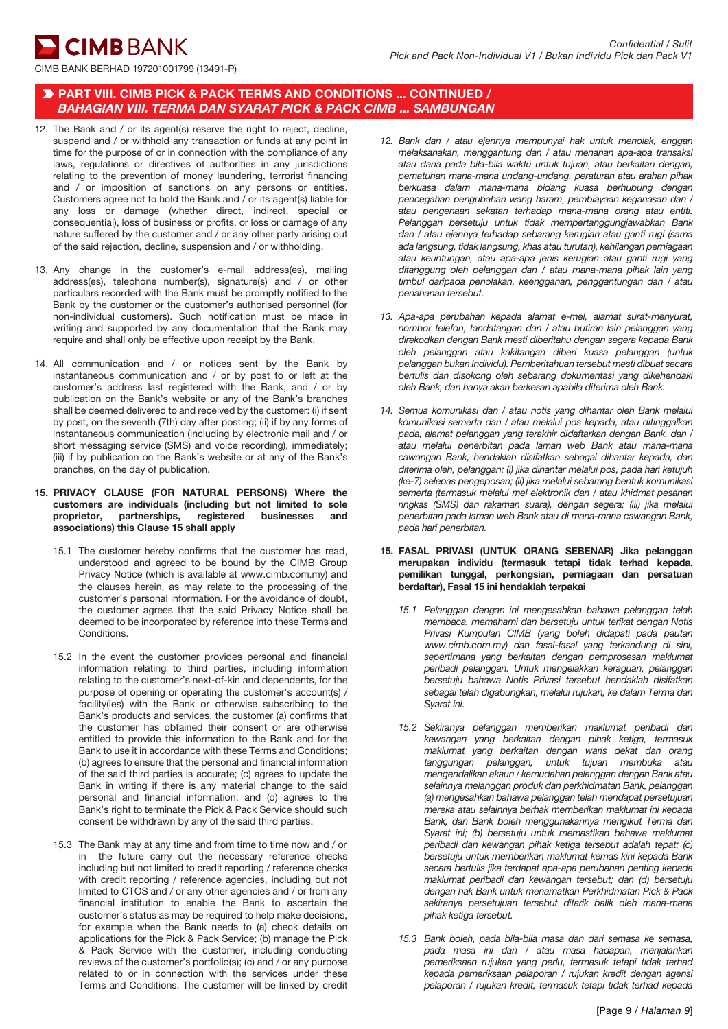## PART VIII. CIMB PICK & PACK TERMS AND CONDITIONS ... CONTINUED / *BAHAGIAN VIII. TERMA DAN SYARAT PICK & PACK CIMB ... SAMBUNGAN*

12. The Bank and / or its agent(s) reserve the right to reject, decline, suspend and / or withhold any transaction or funds at any point in time for the purpose of or in connection with the compliance of any laws, regulations or directives of authorities in any jurisdictions relating to the prevention of money laundering, terrorist financing and / or imposition of sanctions on any persons or entities. Customers agree not to hold the Bank and / or its agent(s) liable for any loss or damage (whether direct, indirect, special or consequential), loss of business or profits, or loss or damage of any nature suffered by the customer and / or any other party arising out of the said rejection, decline, suspension and / or withholding.

13. Any change in the customer's e-mail address(es), mailing address(es), telephone number(s), signature(s) and / or other particulars recorded with the Bank must be promptly notified to the Bank by the customer or the customer's authorised personnel (for non-individual customers). Such notification must be made in writing and supported by any documentation that the Bank may require and shall only be effective upon receipt by the Bank.

14. All communication and / or notices sent by the Bank by instantaneous communication and / or by post to or left at the customer's address last registered with the Bank, and / or by publication on the Bank's website or any of the Bank's branches shall be deemed delivered to and received by the customer: (i) if sent by post, on the seventh (7th) day after posting; (ii) if by any forms of instantaneous communication (including by electronic mail and / or short messaging service (SMS) and voice recording), immediately; (iii) if by publication on the Bank's website or at any of the Bank's branches, on the day of publication.

15. **PRIVACY CLAUSE (FOR NATURAL PERSONS) Where the customers are individuals (including but not limited to sole proprietor, partnerships, registered businesses and associations) this Clause 15 shall apply**

    15.1 The customer hereby confirms that the customer has read, understood and agreed to be bound by the CIMB Group Privacy Notice (which is available at www.cimb.com.my) and the clauses herein, as may relate to the processing of the customer's personal information. For the avoidance of doubt, the customer agrees that the said Privacy Notice shall be deemed to be incorporated by reference into these Terms and Conditions.

    15.2 In the event the customer provides personal and financial information relating to third parties, including information relating to the customer's next-of-kin and dependents, for the purpose of opening or operating the customer's account(s) / facility(ies) with the Bank or otherwise subscribing to the Bank's products and services, the customer (a) confirms that the customer has obtained their consent or are otherwise entitled to provide this information to the Bank and for the Bank to use it in accordance with these Terms and Conditions; (b) agrees to ensure that the personal and financial information of the said third parties is accurate; (c) agrees to update the Bank in writing if there is any material change to the said personal and financial information; and (d) agrees to the Bank's right to terminate the Pick & Pack Service should such consent be withdrawn by any of the said third parties.

    15.3 The Bank may at any time and from time to time now and / or in the future carry out the necessary reference checks including but not limited to credit reporting / reference checks with credit reporting / reference agencies, including but not limited to CTOS and / or any other agencies and / or from any financial institution to enable the Bank to ascertain the customer's status as may be required to help make decisions, for example when the Bank needs to (a) check details on applications for the Pick & Pack Service; (b) manage the Pick & Pack Service with the customer, including conducting reviews of the customer's portfolio(s); (c) and / or any purpose related to or in connection with the services under these Terms and Conditions. The customer will be linked by credit

*12. Bank dan / atau ejennya mempunyai hak untuk menolak, enggan melaksanakan, menggantung dan / atau menahan apa-apa transaksi atau dana pada bila-bila waktu untuk tujuan, atau berkaitan dengan, pematuhan mana-mana undang-undang, peraturan atau arahan pihak berkuasa dalam mana-mana bidang kuasa berhubung dengan pencegahan pengubahan wang haram, pembiayaan keganasan dan / atau pengenaan sekatan terhadap mana-mana orang atau entiti. Pelanggan bersetuju untuk tidak mempertanggungjawabkan Bank dan / atau ejennya terhadap sebarang kerugian atau ganti rugi (sama ada langsung, tidak langsung, khas atau turutan), kehilangan perniagaan atau keuntungan, atau apa-apa jenis kerugian atau ganti rugi yang ditanggung oleh pelanggan dan / atau mana-mana pihak lain yang timbul daripada penolakan, keengganan, penggantungan dan / atau penahanan tersebut.*

*13. Apa-apa perubahan kepada alamat e-mel, alamat surat-menyurat, nombor telefon, tandatangan dan / atau butiran lain pelanggan yang direkodkan dengan Bank mesti diberitahu dengan segera kepada Bank oleh pelanggan atau kakitangan diberi kuasa pelanggan (untuk pelanggan bukan individu). Pemberitahuan tersebut mesti dibuat secara bertulis dan disokong oleh sebarang dokumentasi yang dikehendaki oleh Bank, dan hanya akan berkesan apabila diterima oleh Bank.*

*14. Semua komunikasi dan / atau notis yang dihantar oleh Bank melalui komunikasi serta-merta dan / atau melalui pos kepada, atau ditinggalkan pada, alamat pelanggan yang terakhir didaftarkan dengan Bank, dan / atau melalui penerbitan pada laman web Bank atau mana-mana cawangan Bank, hendaklah disifatkan sebagai dihantar kepada, dan diterima oleh, pelanggan: (i) jika dihantar melalui pos, pada hari ketujuh (ke-7) selepas pengeposan; (ii) jika melalui sebarang bentuk komunikasi serta-merta (termasuk melalui mel elektronik dan / atau khidmat pesanan ringkas (SMS) dan rakaman suara), dengan segera; (iii) jika melalui penerbitan pada laman web Bank atau di mana-mana cawangan Bank, pada hari penerbitan.*

15. **FASAL PRIVASI (UNTUK ORANG SEBENAR) Jika pelanggan merupakan individu (termasuk tetapi tidak terhad kepada, pemilikan tunggal, perkongsian, perniagaan dan persatuan berdaftar), Fasal 15 ini hendaklah terpakai**

    *15.1 Pelanggan dengan ini mengesahkan bahawa pelanggan telah membaca, memahami dan bersetuju untuk terikat dengan Notis Privasi Kumpulan CIMB (yang boleh didapati pada pautan www.cimb.com.my) dan fasal-fasal yang terkandung di sini, sepertimana yang berkaitan dengan pemprosesan maklumat peribadi pelanggan. Untuk mengelakkan keraguan, pelanggan bersetuju bahawa Notis Privasi tersebut hendaklah disifatkan sebagai telah digabungkan, melalui rujukan, ke dalam Terma dan Syarat ini.*

    *15.2 Sekiranya pelanggan memberikan maklumat peribadi dan kewangan yang berkaitan dengan pihak ketiga, termasuk maklumat yang berkaitan dengan waris dekat dan orang tanggungan pelanggan, untuk tujuan membuka atau mengendalikan akaun / kemudahan pelanggan dengan Bank atau selainnya melanggan produk dan perkhidmatan Bank, pelanggan (a) mengesahkan bahawa pelanggan telah mendapat persetujuan mereka atau selainnya berhak memberikan maklumat ini kepada Bank, dan Bank boleh menggunakannya mengikut Terma dan Syarat ini; (b) bersetuju untuk memastikan bahawa maklumat peribadi dan kewangan pihak ketiga tersebut adalah tepat; (c) bersetuju untuk memberikan maklumat kemas kini kepada Bank secara bertulis jika terdapat apa-apa perubahan penting kepada maklumat peribadi dan kewangan tersebut; dan (d) bersetuju dengan hak Bank untuk menamatkan Perkhidmatan Pick & Pack sekiranya persetujuan tersebut ditarik balik oleh mana-mana pihak ketiga tersebut.*

    *15.3 Bank boleh, pada bila-bila masa dan dari semasa ke semasa, pada masa ini dan / atau masa hadapan, menjalankan pemeriksaan rujukan yang perlu, termasuk tetapi tidak terhad kepada pemeriksaan pelaporan / rujukan kredit dengan agensi pelaporan / rujukan kredit, termasuk tetapi tidak terhad kepada*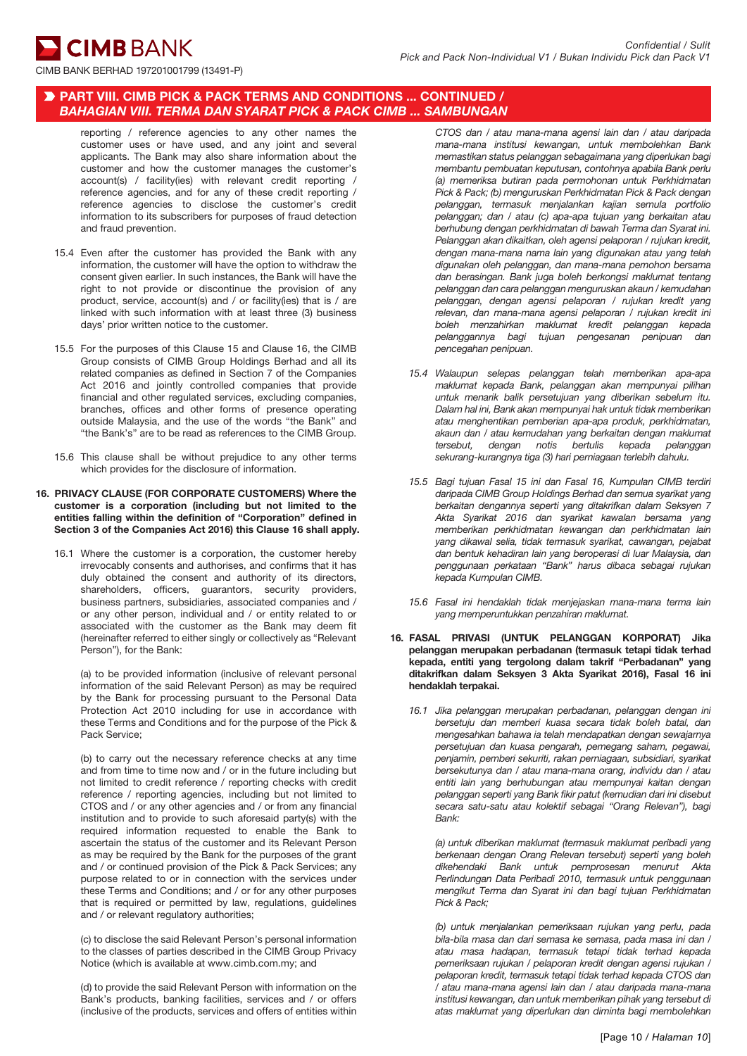## PART VIII. CIMB PICK & PACK TERMS AND CONDITIONS ... CONTINUED / *BAHAGIAN VIII. TERMA DAN SYARAT PICK & PACK CIMB ... SAMBUNGAN*

reporting / reference agencies to any other names the customer uses or have used, and any joint and several applicants. The Bank may also share information about the customer and how the customer manages the customer's account(s) / facility(ies) with relevant credit reporting / reference agencies, and for any of these credit reporting / reference agencies to disclose the customer's credit information to its subscribers for purposes of fraud detection and fraud prevention.

15.4 Even after the customer has provided the Bank with any information, the customer will have the option to withdraw the consent given earlier. In such instances, the Bank will have the right to not provide or discontinue the provision of any product, service, account(s) and / or facility(ies) that is / are linked with such information with at least three (3) business days' prior written notice to the customer.

15.5 For the purposes of this Clause 15 and Clause 16, the CIMB Group consists of CIMB Group Holdings Berhad and all its related companies as defined in Section 7 of the Companies Act 2016 and jointly controlled companies that provide financial and other regulated services, excluding companies, branches, offices and other forms of presence operating outside Malaysia, and the use of the words "the Bank" and "the Bank's" are to be read as references to the CIMB Group.

15.6 This clause shall be without prejudice to any other terms which provides for the disclosure of information.

**16. PRIVACY CLAUSE (FOR CORPORATE CUSTOMERS) Where the customer is a corporation (including but not limited to the entities falling within the definition of "Corporation" defined in Section 3 of the Companies Act 2016) this Clause 16 shall apply.**

16.1 Where the customer is a corporation, the customer hereby irrevocably consents and authorises, and confirms that it has duly obtained the consent and authority of its directors, shareholders, officers, guarantors, security providers, business partners, subsidiaries, associated companies and / or any other person, individual and / or entity related to or associated with the customer as the Bank may deem fit (hereinafter referred to either singly or collectively as "Relevant Person"), for the Bank:

(a) to be provided information (inclusive of relevant personal information of the said Relevant Person) as may be required by the Bank for processing pursuant to the Personal Data Protection Act 2010 including for use in accordance with these Terms and Conditions and for the purpose of the Pick & Pack Service;

(b) to carry out the necessary reference checks at any time and from time to time now and / or in the future including but not limited to credit reference / reporting checks with credit reference / reporting agencies, including but not limited to CTOS and / or any other agencies and / or from any financial institution and to provide to such aforesaid party(s) with the required information requested to enable the Bank to ascertain the status of the customer and its Relevant Person as may be required by the Bank for the purposes of the grant and / or continued provision of the Pick & Pack Services; any purpose related to or in connection with the services under these Terms and Conditions; and / or for any other purposes that is required or permitted by law, regulations, guidelines and / or relevant regulatory authorities;

(c) to disclose the said Relevant Person's personal information to the classes of parties described in the CIMB Group Privacy Notice (which is available at www.cimb.com.my; and

(d) to provide the said Relevant Person with information on the Bank's products, banking facilities, services and / or offers (inclusive of the products, services and offers of entities within

*CTOS dan / atau mana-mana agensi lain dan / atau daripada mana-mana institusi kewangan, untuk membolehkan Bank memastikan status pelanggan sebagaimana yang diperlukan bagi membantu pembuatan keputusan, contohnya apabila Bank perlu (a) memeriksa butiran pada permohonan untuk Perkhidmatan Pick & Pack; (b) menguruskan Perkhidmatan Pick & Pack dengan pelanggan, termasuk menjalankan kajian semula portfolio pelanggan; dan / atau (c) apa-apa tujuan yang berkaitan atau berhubung dengan perkhidmatan di bawah Terma dan Syarat ini. Pelanggan akan dikaitkan, oleh agensi pelaporan / rujukan kredit, dengan mana-mana nama lain yang digunakan atau yang telah digunakan oleh pelanggan, dan mana-mana pemohon bersama dan berasingan. Bank juga boleh berkongsi maklumat tentang pelanggan dan cara pelanggan menguruskan akaun / kemudahan pelanggan, dengan agensi pelaporan / rujukan kredit yang relevan, dan mana-mana agensi pelaporan / rujukan kredit ini boleh menzahirkan maklumat kredit pelanggan kepada pelanggannya bagi tujuan pengesanan penipuan dan pencegahan penipuan.*

*15.4 Walaupun selepas pelanggan telah memberikan apa-apa maklumat kepada Bank, pelanggan akan mempunyai pilihan untuk menarik balik persetujuan yang diberikan sebelum itu. Dalam hal ini, Bank akan mempunyai hak untuk tidak memberikan atau menghentikan pemberian apa-apa produk, perkhidmatan, akaun dan / atau kemudahan yang berkaitan dengan maklumat tersebut, dengan notis bertulis kepada pelanggan sekurang-kurangnya tiga (3) hari perniagaan terlebih dahulu.*

*15.5 Bagi tujuan Fasal 15 ini dan Fasal 16, Kumpulan CIMB terdiri daripada CIMB Group Holdings Berhad dan semua syarikat yang berkaitan dengannya seperti yang ditakrifkan dalam Seksyen 7 Akta Syarikat 2016 dan syarikat kawalan bersama yang memberikan perkhidmatan kewangan dan perkhidmatan lain yang dikawal selia, tidak termasuk syarikat, cawangan, pejabat dan bentuk kehadiran lain yang beroperasi di luar Malaysia, dan penggunaan perkataan "Bank" harus dibaca sebagai rujukan kepada Kumpulan CIMB.*

*15.6 Fasal ini hendaklah tidak menjejaskan mana-mana terma lain yang memperuntukkan penzahiran maklumat.*

**16. FASAL PRIVASI (UNTUK PELANGGAN KORPORAT) Jika pelanggan merupakan perbadanan (termasuk tetapi tidak terhad kepada, entiti yang tergolong dalam takrif "Perbadanan" yang ditakrifkan dalam Seksyen 3 Akta Syarikat 2016), Fasal 16 ini hendaklah terpakai.**

*16.1 Jika pelanggan merupakan perbadanan, pelanggan dengan ini bersetuju dan memberi kuasa secara tidak boleh batal, dan mengesahkan bahawa ia telah mendapatkan dengan sewajarnya persetujuan dan kuasa pengarah, pemegang saham, pegawai, penjamin, pemberi sekuriti, rakan perniagaan, subsidiari, syarikat bersekutunya dan / atau mana-mana orang, individu dan / atau entiti lain yang berhubungan atau mempunyai kaitan dengan pelanggan seperti yang Bank fikir patut (kemudian dari ini disebut secara satu-satu atau kolektif sebagai "Orang Relevan"), bagi Bank:*

*(a) untuk diberikan maklumat (termasuk maklumat peribadi yang berkenaan dengan Orang Relevan tersebut) seperti yang boleh dikehendaki Bank untuk pemprosesan menurut Akta Perlindungan Data Peribadi 2010, termasuk untuk penggunaan mengikut Terma dan Syarat ini dan bagi tujuan Perkhidmatan Pick & Pack;*

*(b) untuk menjalankan pemeriksaan rujukan yang perlu, pada bila-bila masa dan dari semasa ke semasa, pada masa ini dan / atau masa hadapan, termasuk tetapi tidak terhad kepada pemeriksaan rujukan / pelaporan kredit dengan agensi rujukan / pelaporan kredit, termasuk tetapi tidak terhad kepada CTOS dan / atau mana-mana agensi lain dan / atau daripada mana-mana institusi kewangan, dan untuk memberikan pihak yang tersebut di atas maklumat yang diperlukan dan diminta bagi membolehkan*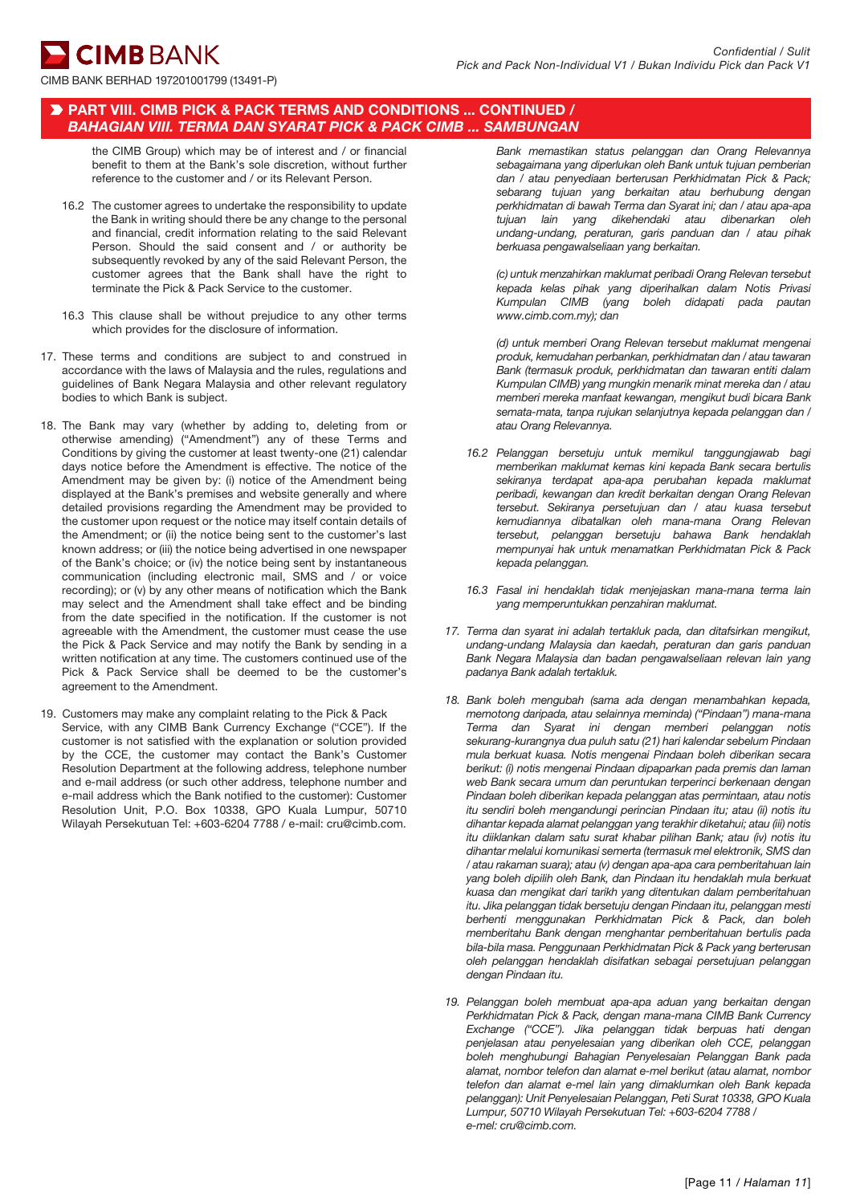## PART VIII. CIMB PICK & PACK TERMS AND CONDITIONS ... CONTINUED / *BAHAGIAN VIII. TERMA DAN SYARAT PICK & PACK CIMB ... SAMBUNGAN*

the CIMB Group) which may be of interest and / or financial benefit to them at the Bank's sole discretion, without further reference to the customer and / or its Relevant Person.

16.2 The customer agrees to undertake the responsibility to update the Bank in writing should there be any change to the personal and financial, credit information relating to the said Relevant Person. Should the said consent and / or authority be subsequently revoked by any of the said Relevant Person, the customer agrees that the Bank shall have the right to terminate the Pick & Pack Service to the customer.

16.3 This clause shall be without prejudice to any other terms which provides for the disclosure of information.

17. These terms and conditions are subject to and construed in accordance with the laws of Malaysia and the rules, regulations and guidelines of Bank Negara Malaysia and other relevant regulatory bodies to which Bank is subject.

18. The Bank may vary (whether by adding to, deleting from or otherwise amending) ("Amendment") any of these Terms and Conditions by giving the customer at least twenty-one (21) calendar days notice before the Amendment is effective. The notice of the Amendment may be given by: (i) notice of the Amendment being displayed at the Bank's premises and website generally and where detailed provisions regarding the Amendment may be provided to the customer upon request or the notice may itself contain details of the Amendment; or (ii) the notice being sent to the customer's last known address; or (iii) the notice being advertised in one newspaper of the Bank's choice; or (iv) the notice being sent by instantaneous communication (including electronic mail, SMS and / or voice recording); or (v) by any other means of notification which the Bank may select and the Amendment shall take effect and be binding from the date specified in the notification. If the customer is not agreeable with the Amendment, the customer must cease the use the Pick & Pack Service and may notify the Bank by sending in a written notification at any time. The customers continued use of the Pick & Pack Service shall be deemed to be the customer's agreement to the Amendment.

19. Customers may make any complaint relating to the Pick & Pack Service, with any CIMB Bank Currency Exchange ("CCE"). If the customer is not satisfied with the explanation or solution provided by the CCE, the customer may contact the Bank's Customer Resolution Department at the following address, telephone number and e-mail address (or such other address, telephone number and e-mail address which the Bank notified to the customer): Customer Resolution Unit, P.O. Box 10338, GPO Kuala Lumpur, 50710 Wilayah Persekutuan Tel: +603-6204 7788 / e-mail: cru@cimb.com.

*Bank memastikan status pelanggan dan Orang Relevannya sebagaimana yang diperlukan oleh Bank untuk tujuan pemberian dan / atau penyediaan berterusan Perkhidmatan Pick & Pack; sebarang tujuan yang berkaitan atau berhubung dengan perkhidmatan di bawah Terma dan Syarat ini; dan / atau apa-apa tujuan lain yang dikehendaki atau dibenarkan oleh undang-undang, peraturan, garis panduan dan / atau pihak berkuasa pengawalseliaan yang berkaitan.*

*(c) untuk menzahirkan maklumat peribadi Orang Relevan tersebut kepada kelas pihak yang diperihalkan dalam Notis Privasi Kumpulan CIMB (yang boleh didapati pada pautan www.cimb.com.my); dan*

*(d) untuk memberi Orang Relevan tersebut maklumat mengenai produk, kemudahan perbankan, perkhidmatan dan / atau tawaran Bank (termasuk produk, perkhidmatan dan tawaran entiti dalam Kumpulan CIMB) yang mungkin menarik minat mereka dan / atau memberi mereka manfaat kewangan, mengikut budi bicara Bank semata-mata, tanpa rujukan selanjutnya kepada pelanggan dan / atau Orang Relevannya.*

*16.2 Pelanggan bersetuju untuk memikul tanggungjawab bagi memberikan maklumat kemas kini kepada Bank secara bertulis sekiranya terdapat apa-apa perubahan kepada maklumat peribadi, kewangan dan kredit berkaitan dengan Orang Relevan tersebut. Sekiranya persetujuan dan / atau kuasa tersebut kemudiannya dibatalkan oleh mana-mana Orang Relevan tersebut, pelanggan bersetuju bahawa Bank hendaklah mempunyai hak untuk menamatkan Perkhidmatan Pick & Pack kepada pelanggan.*

*16.3 Fasal ini hendaklah tidak menjejaskan mana-mana terma lain yang memperuntukkan penzahiran maklumat.*

*17. Terma dan syarat ini adalah tertakluk pada, dan ditafsirkan mengikut, undang-undang Malaysia dan kaedah, peraturan dan garis panduan Bank Negara Malaysia dan badan pengawalseliaan relevan lain yang padanya Bank adalah tertakluk.*

*18. Bank boleh mengubah (sama ada dengan menambahkan kepada, memotong daripada, atau selainnya meminda) ("Pindaan") mana-mana Terma dan Syarat ini dengan memberi pelanggan notis sekurang-kurangnya dua puluh satu (21) hari kalendar sebelum Pindaan mula berkuat kuasa. Notis mengenai Pindaan boleh diberikan secara berikut: (i) notis mengenai Pindaan dipaparkan pada premis dan laman web Bank secara umum dan peruntukan terperinci berkenaan dengan Pindaan boleh diberikan kepada pelanggan atas permintaan, atau notis itu sendiri boleh mengandungi perincian Pindaan itu; atau (ii) notis itu dihantar kepada alamat pelanggan yang terakhir diketahui; atau (iii) notis itu diiklankan dalam satu surat khabar pilihan Bank; atau (iv) notis itu dihantar melalui komunikasi serta (termasuk mel elektronik, SMS dan / atau rakaman suara); atau (v) dengan apa-apa cara pemberitahuan lain yang boleh dipilih oleh Bank, dan Pindaan itu hendaklah mula berkuat kuasa dan mengikat dari tarikh yang ditentukan dalam pemberitahuan itu. Jika pelanggan tidak bersetuju dengan Pindaan itu, pelanggan mesti berhenti menggunakan Perkhidmatan Pick & Pack, dan boleh memberitahu Bank dengan menghantar pemberitahuan bertulis pada bila-bila masa. Penggunaan Perkhidmatan Pick & Pack yang berterusan oleh pelanggan hendaklah disifatkan sebagai persetujuan pelanggan dengan Pindaan itu.*

*19. Pelanggan boleh membuat apa-apa aduan yang berkaitan dengan Perkhidmatan Pick & Pack, dengan mana-mana CIMB Bank Currency Exchange ("CCE"). Jika pelanggan tidak berpuas hati dengan penjelasan atau penyelesaian yang diberikan oleh CCE, pelanggan boleh menghubungi Bahagian Penyelesaian Pelanggan Bank pada alamat, nombor telefon dan alamat e-mel berikut (atau alamat, nombor telefon dan alamat e-mel lain yang dimaklumkan oleh Bank kepada pelanggan): Unit Penyelesaian Pelanggan, Peti Surat 10338, GPO Kuala Lumpur, 50710 Wilayah Persekutuan Tel: +603-6204 7788 / e-mel: cru@cimb.com.*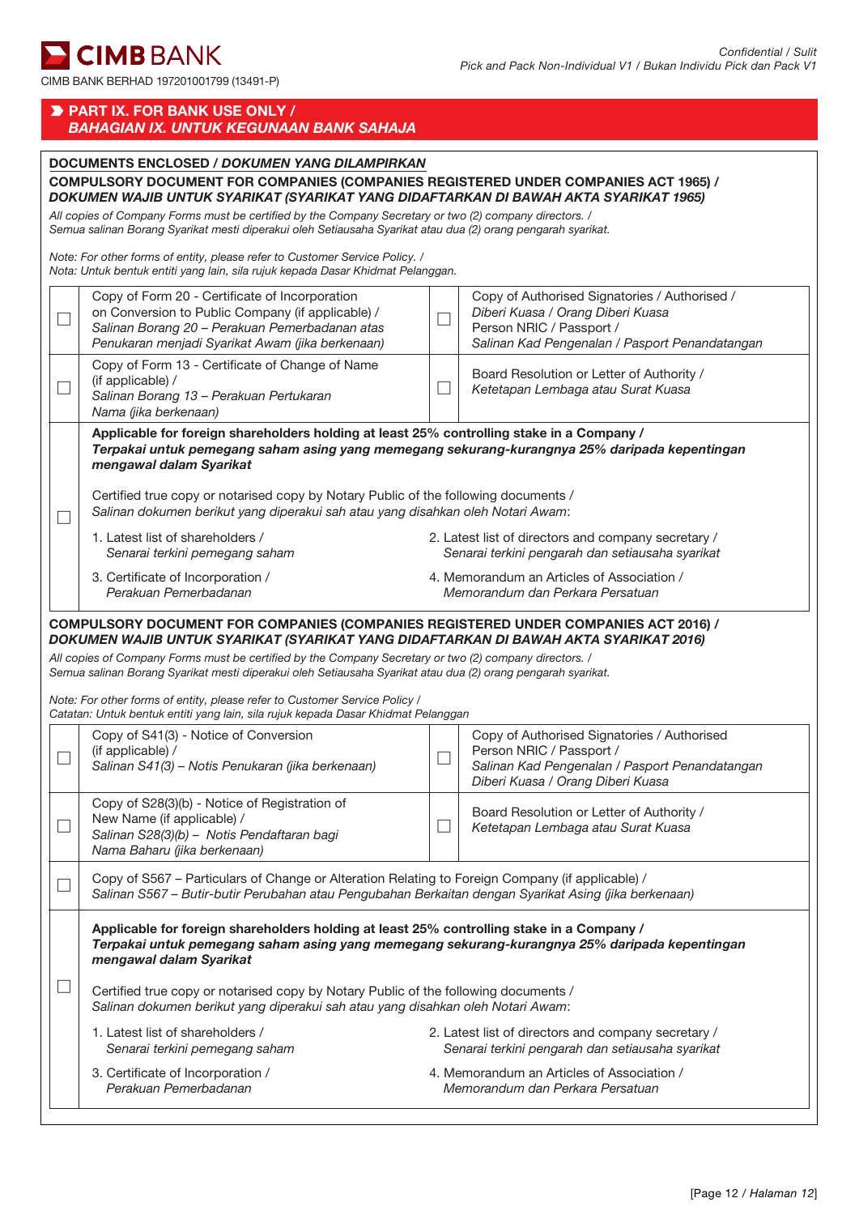## PART IX. FOR BANK USE ONLY / *BAHAGIAN IX. UNTUK KEGUNAAN BANK SAHAJA*

**DOCUMENTS ENCLOSED / *DOKUMEN YANG DILAMPIRKAN***

**COMPULSORY DOCUMENT FOR COMPANIES (COMPANIES REGISTERED UNDER COMPANIES ACT 1965) / *DOKUMEN WAJIB UNTUK SYARIKAT (SYARIKAT YANG DIDAFTARKAN DI BAWAH AKTA SYARIKAT 1965)***

*All copies of Company Forms must be certified by the Company Secretary or two (2) company directors. / Semua salinan Borang Syarikat mesti diperakui oleh Setiausaha Syarikat atau dua (2) orang pengarah syarikat.*

*Note: For other forms of entity, please refer to Customer Service Policy. / Nota: Untuk bentuk entiti yang lain, sila rujuk kepada Dasar Khidmat Pelanggan.*

| ☐ | Document | ☐ | Document |
|---|---|---|---|
| ☐ | Copy of Form 20 - Certificate of Incorporation on Conversion to Public Company (if applicable) / *Salinan Borang 20 – Perakuan Pemerbadanan atas Penukaran menjadi Syarikat Awam (jika berkenaan)* | ☐ | Copy of Authorised Signatories / Authorised / *Diberi Kuasa / Orang Diberi Kuasa* Person NRIC / Passport / *Salinan Kad Pengenalan / Pasport Penandatangan* |
| ☐ | Copy of Form 13 - Certificate of Change of Name (if applicable) / *Salinan Borang 13 – Perakuan Pertukaran Nama (jika berkenaan)* | ☐ | Board Resolution or Letter of Authority / *Ketetapan Lembaga atau Surat Kuasa* |

☐ **Applicable for foreign shareholders holding at least 25% controlling stake in a Company / *Terpakai untuk pemegang saham asing yang memegang sekurang-kurangnya 25% daripada kepentingan mengawal dalam Syarikat***

Certified true copy or notarised copy by Notary Public of the following documents / *Salinan dokumen berikut yang diperakui sah atau yang disahkan oleh Notari Awam*:

1. Latest list of shareholders / *Senarai terkini pemegang saham*
2. Latest list of directors and company secretary / *Senarai terkini pengarah dan setiausaha syarikat*
3. Certificate of Incorporation / *Perakuan Pemerbadanan*
4. Memorandum an Articles of Association / *Memorandum dan Perkara Persatuan*

**COMPULSORY DOCUMENT FOR COMPANIES (COMPANIES REGISTERED UNDER COMPANIES ACT 2016) / *DOKUMEN WAJIB UNTUK SYARIKAT (SYARIKAT YANG DIDAFTARKAN DI BAWAH AKTA SYARIKAT 2016)***

*All copies of Company Forms must be certified by the Company Secretary or two (2) company directors. / Semua salinan Borang Syarikat mesti diperakui oleh Setiausaha Syarikat atau dua (2) orang pengarah syarikat.*

*Note: For other forms of entity, please refer to Customer Service Policy / Catatan: Untuk bentuk entiti yang lain, sila rujuk kepada Dasar Khidmat Pelanggan*

| ☐ | Document | ☐ | Document |
|---|---|---|---|
| ☐ | Copy of S41(3) - Notice of Conversion (if applicable) / *Salinan S41(3) – Notis Penukaran (jika berkenaan)* | ☐ | Copy of Authorised Signatories / Authorised Person NRIC / Passport / *Salinan Kad Pengenalan / Pasport Penandatangan Diberi Kuasa / Orang Diberi Kuasa* |
| ☐ | Copy of S28(3)(b) - Notice of Registration of New Name (if applicable) / *Salinan S28(3)(b) – Notis Pendaftaran bagi Nama Baharu (jika berkenaan)* | ☐ | Board Resolution or Letter of Authority / *Ketetapan Lembaga atau Surat Kuasa* |

☐ Copy of S567 – Particulars of Change or Alteration Relating to Foreign Company (if applicable) / *Salinan S567 – Butir-butir Perubahan atau Pengubahan Berkaitan dengan Syarikat Asing (jika berkenaan)*

☐ **Applicable for foreign shareholders holding at least 25% controlling stake in a Company / *Terpakai untuk pemegang saham asing yang memegang sekurang-kurangnya 25% daripada kepentingan mengawal dalam Syarikat***

Certified true copy or notarised copy by Notary Public of the following documents / *Salinan dokumen berikut yang diperakui sah atau yang disahkan oleh Notari Awam*:

1. Latest list of shareholders / *Senarai terkini pemegang saham*
2. Latest list of directors and company secretary / *Senarai terkini pengarah dan setiausaha syarikat*
3. Certificate of Incorporation / *Perakuan Pemerbadanan*
4. Memorandum an Articles of Association / *Memorandum dan Perkara Persatuan*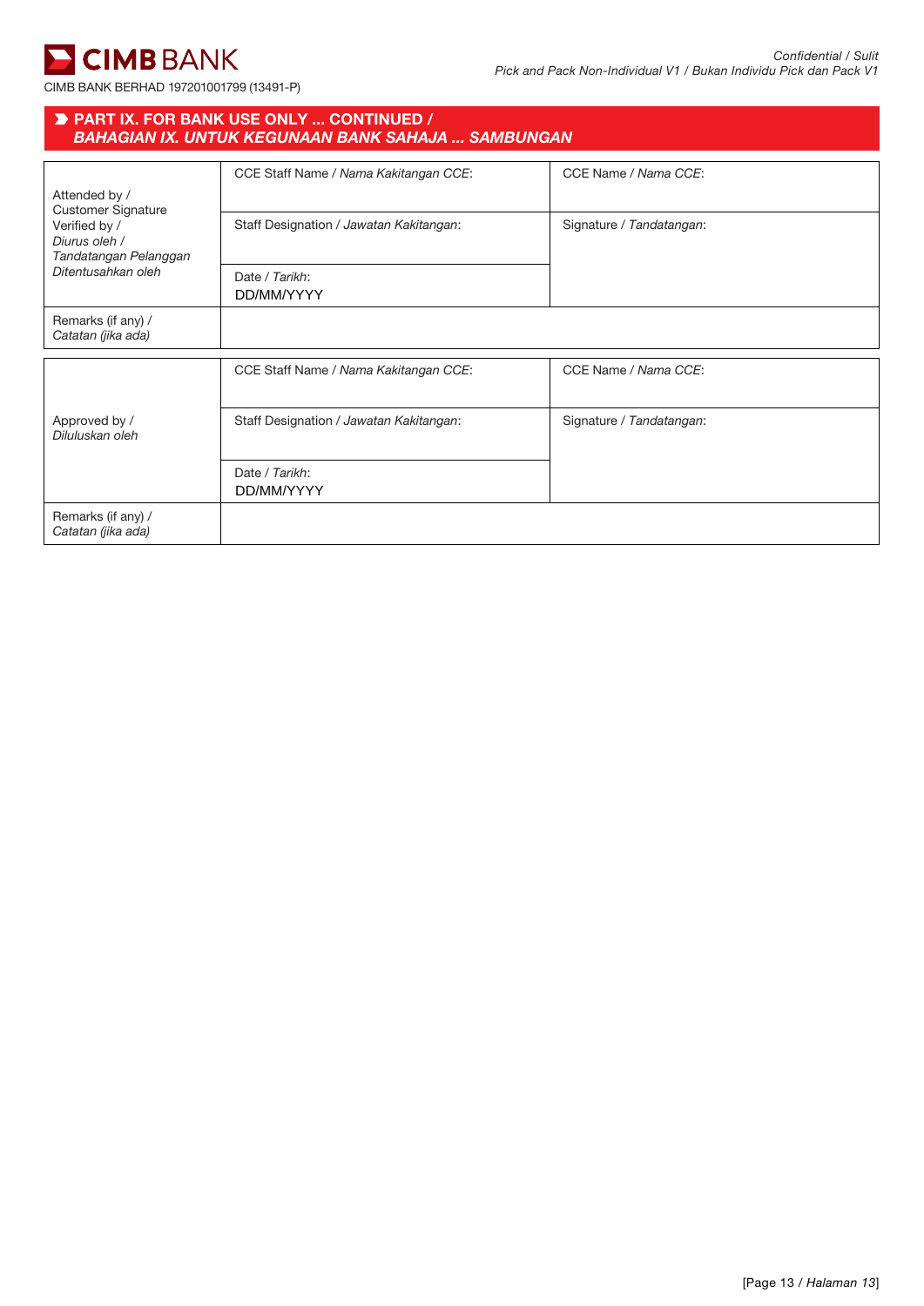## PART IX. FOR BANK USE ONLY ... CONTINUED / *BAHAGIAN IX. UNTUK KEGUNAAN BANK SAHAJA ... SAMBUNGAN*

| Attended by / Customer Signature Verified by / *Diurus oleh / Tandatangan Pelanggan Ditentusahkan oleh* | CCE Staff Name / *Nama Kakitangan CCE*: | CCE Name / *Nama CCE*: |
|---|---|---|
| | Staff Designation / *Jawatan Kakitangan*: | Signature / *Tandatangan*: |
| | Date / *Tarikh*: DD/MM/YYYY | |
| Remarks (if any) / *Catatan (jika ada)* | | |

| Approved by / *Diluluskan oleh* | CCE Staff Name / *Nama Kakitangan CCE*: | CCE Name / *Nama CCE*: |
|---|---|---|
| | Staff Designation / *Jawatan Kakitangan*: | Signature / *Tandatangan*: |
| | Date / *Tarikh*: DD/MM/YYYY | |
| Remarks (if any) / *Catatan (jika ada)* | | |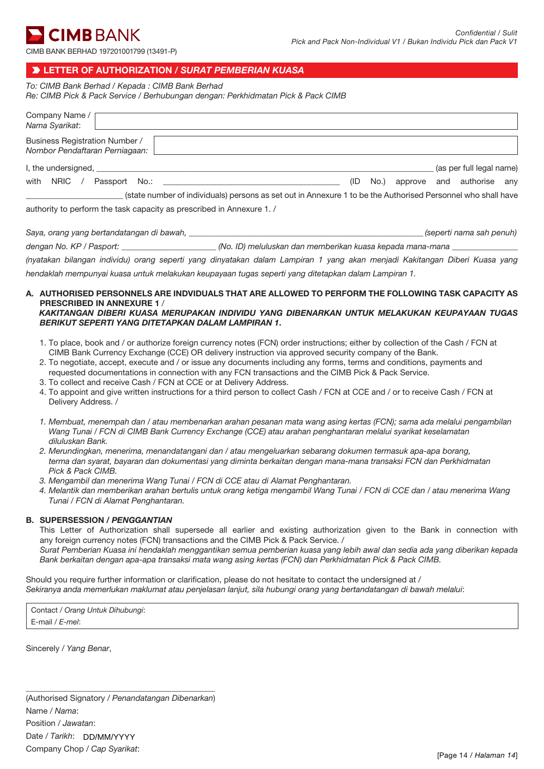**CIMB BANK**

CIMB BANK BERHAD 197201001799 (13491-P)

Confidential / *Sulit*
Pick and Pack Non-Individual V1 / *Bukan Individu Pick dan Pack V1*

## LETTER OF AUTHORIZATION / *SURAT PEMBERIAN KUASA*

*To: CIMB Bank Berhad / Kepada : CIMB Bank Berhad*
*Re: CIMB Pick & Pack Service / Berhubungan dengan: Perkhidmatan Pick & Pack CIMB*

| Company Name / *Nama Syarikat*: | |
|---|---|
| Business Registration Number / *Nombor Pendaftaran Perniagaan:* | |

I, the undersigned, ______________________________ (as per full legal name) with NRIC / Passport No.: ______________________ (ID No.) approve and authorise any ______________ (state number of individuals) persons as set out in Annexure 1 to be the Authorised Personnel who shall have authority to perform the task capacity as prescribed in Annexure 1. /

*Saya, orang yang bertandatangan di bawah, ______________________________ (seperti nama sah penuh) dengan No. KP / Pasport: ______________ (No. ID) meluluskan dan memberikan kuasa kepada mana-mana ______________ (nyatakan bilangan individu) orang seperti yang dinyatakan dalam Lampiran 1 yang akan menjadi Kakitangan Diberi Kuasa yang hendaklah mempunyai kuasa untuk melakukan keupayaan tugas seperti yang ditetapkan dalam Lampiran 1.*

### A. AUTHORISED PERSONNELS ARE INDVIDUALS THAT ARE ALLOWED TO PERFORM THE FOLLOWING TASK CAPACITY AS PRESCRIBED IN ANNEXURE 1 / *KAKITANGAN DIBERI KUASA MERUPAKAN INDIVIDU YANG DIBENARKAN UNTUK MELAKUKAN KEUPAYAAN TUGAS BERIKUT SEPERTI YANG DITETAPKAN DALAM LAMPIRAN 1*.

1. To place, book and / or authorize foreign currency notes (FCN) order instructions; either by collection of the Cash / FCN at CIMB Bank Currency Exchange (CCE) OR delivery instruction via approved security company of the Bank.
2. To negotiate, accept, execute and / or issue any documents including any forms, terms and conditions, payments and requested documentations in connection with any FCN transactions and the CIMB Pick & Pack Service.
3. To collect and receive Cash / FCN at CCE or at Delivery Address.
4. To appoint and give written instructions for a third person to collect Cash / FCN at CCE and / or to receive Cash / FCN at Delivery Address. /

1. *Membuat, menempah dan / atau membenarkan arahan pesanan mata wang asing kertas (FCN); sama ada melalui pengambilan Wang Tunai / FCN di CIMB Bank Currency Exchange (CCE) atau arahan penghantaran melalui syarikat keselamatan diluluskan Bank.*
2. *Merundingkan, menerima, menandatangani dan / atau mengeluarkan sebarang dokumen termasuk apa-apa borang, terma dan syarat, bayaran dan dokumentasi yang diminta berkaitan dengan mana-mana transaksi FCN dan Perkhidmatan Pick & Pack CIMB.*
3. *Mengambil dan menerima Wang Tunai / FCN di CCE atau di Alamat Penghantaran.*
4. *Melantik dan memberikan arahan bertulis untuk orang ketiga mengambil Wang Tunai / FCN di CCE dan / atau menerima Wang Tunai / FCN di Alamat Penghantaran.*

### B. SUPERSESSION / *PENGGANTIAN*

This Letter of Authorization shall supersede all earlier and existing authorization given to the Bank in connection with any foreign currency notes (FCN) transactions and the CIMB Pick & Pack Service. /
*Surat Pemberian Kuasa ini hendaklah menggantikan semua pemberian kuasa yang lebih awal dan sedia ada yang diberikan kepada Bank berkaitan dengan apa-apa transaksi mata wang asing kertas (FCN) dan Perkhidmatan Pick & Pack CIMB.*

Should you require further information or clarification, please do not hesitate to contact the undersigned at /
*Sekiranya anda memerlukan maklumat atau penjelasan lanjut, sila hubungi orang yang bertandatangan di bawah melalui*:

Contact / *Orang Untuk Dihubungi*:
E-mail / *E-mel*:

Sincerely / *Yang Benar*,

______________________________
(Authorised Signatory / *Penandatangan Dibenarkan*)
Name / *Nama*:
Position / *Jawatan*:
Date / *Tarikh*: DD/MM/YYYY
Company Chop / *Cap Syarikat*: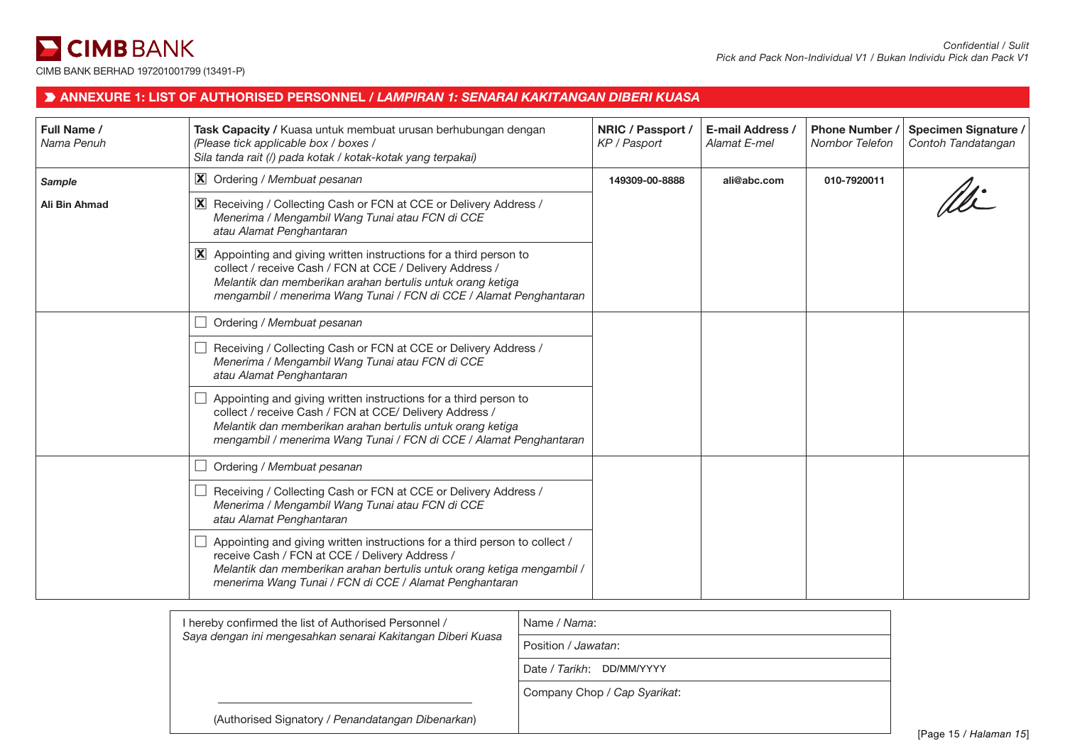## ANNEXURE 1: LIST OF AUTHORISED PERSONNEL / *LAMPIRAN 1: SENARAI KAKITANGAN DIBERI KUASA*

| **Full Name /** *Nama Penuh* | **Task Capacity /** Kuasa untuk membuat urusan berhubungan dengan *(Please tick applicable box / boxes / Sila tanda rait (/) pada kotak / kotak-kotak yang terpakai)* | **NRIC / Passport /** *KP / Pasport* | **E-mail Address /** *Alamat E-mel* | **Phone Number /** *Nombor Telefon* | **Specimen Signature /** *Contoh Tandatangan* |
|---|---|---|---|---|---|
| ***Sample*** | ☒ Ordering / *Membuat pesanan* | **149309-00-8888** | **ali@abc.com** | **010-7920011** | (signature) |
| **Ali Bin Ahmad** | ☒ Receiving / Collecting Cash or FCN at CCE or Delivery Address / *Menerima / Mengambil Wang Tunai atau FCN di CCE atau Alamat Penghantaran* | | | | |
| | ☒ Appointing and giving written instructions for a third person to collect / receive Cash / FCN at CCE / Delivery Address / *Melantik dan memberikan arahan bertulis untuk orang ketiga mengambil / menerima Wang Tunai / FCN di CCE / Alamat Penghantaran* | | | | |
| | ☐ Ordering / *Membuat pesanan* | | | | |
| | ☐ Receiving / Collecting Cash or FCN at CCE or Delivery Address / *Menerima / Mengambil Wang Tunai atau FCN di CCE atau Alamat Penghantaran* | | | | |
| | ☐ Appointing and giving written instructions for a third person to collect / receive Cash / FCN at CCE/ Delivery Address / *Melantik dan memberikan arahan bertulis untuk orang ketiga mengambil / menerima Wang Tunai / FCN di CCE / Alamat Penghantaran* | | | | |
| | ☐ Ordering / *Membuat pesanan* | | | | |
| | ☐ Receiving / Collecting Cash or FCN at CCE or Delivery Address / *Menerima / Mengambil Wang Tunai atau FCN di CCE atau Alamat Penghantaran* | | | | |
| | ☐ Appointing and giving written instructions for a third person to collect / receive Cash / FCN at CCE / Delivery Address / *Melantik dan memberikan arahan bertulis untuk orang ketiga mengambil / menerima Wang Tunai / FCN di CCE / Alamat Penghantaran* | | | | |

| | |
|---|---|
| I hereby confirmed the list of Authorised Personnel / *Saya dengan ini mengesahkan senarai Kakitangan Diberi Kuasa* | Name / *Nama*: |
| | Position / *Jawatan*: |
| | Date / *Tarikh*: DD/MM/YYYY |
| \_\_\_\_\_\_\_\_\_\_\_\_\_\_\_\_\_\_\_\_\_\_\_\_\_\_\_\_ (Authorised Signatory / *Penandatangan Dibenarkan*) | Company Chop / *Cap Syarikat*: |